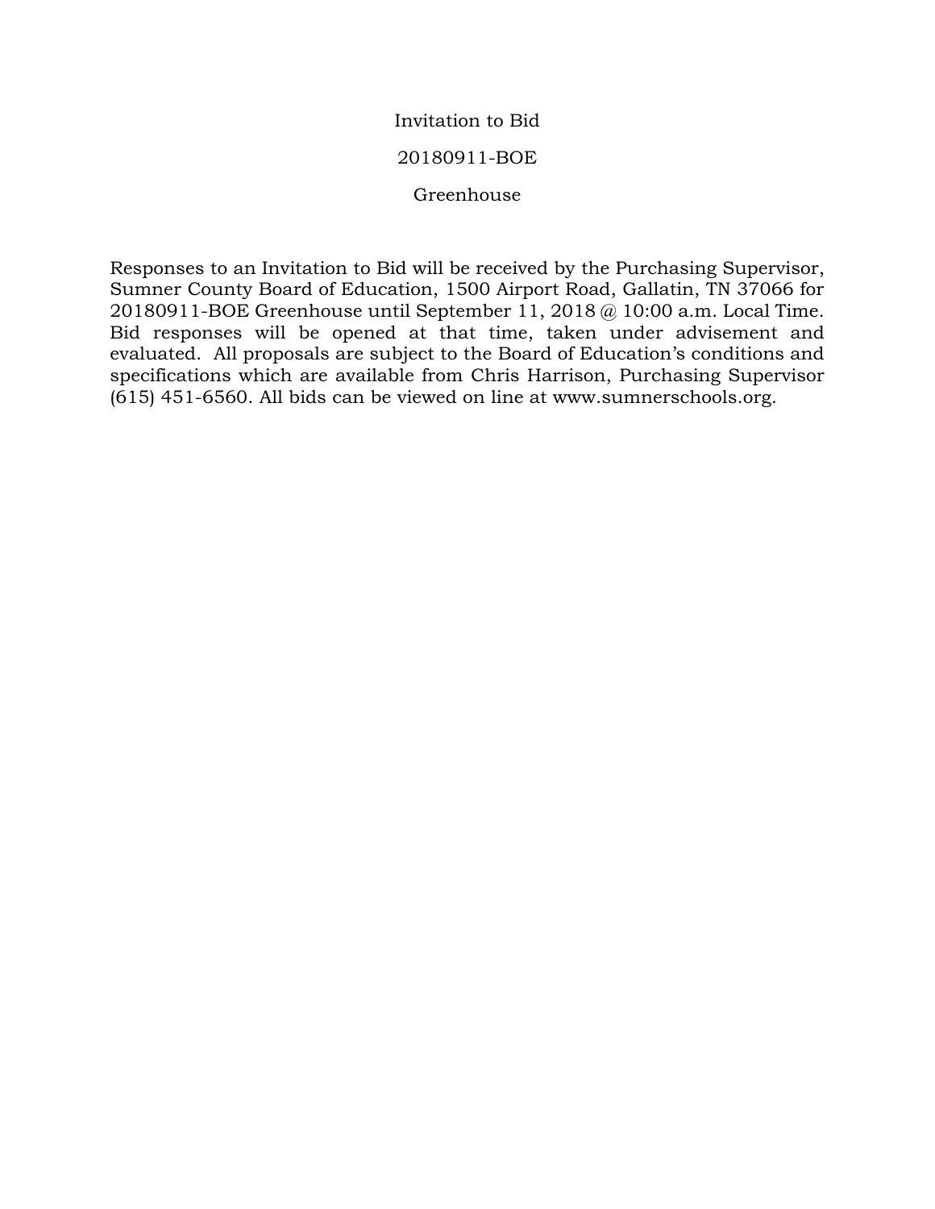# Invitation to Bid

## 20180911-BOE

## Greenhouse

Responses to an Invitation to Bid will be received by the Purchasing Supervisor, Sumner County Board of Education, 1500 Airport Road, Gallatin, TN 37066 for 20180911-BOE Greenhouse until September 11, 2018 @ 10:00 a.m. Local Time. Bid responses will be opened at that time, taken under advisement and evaluated. All proposals are subject to the Board of Education's conditions and specifications which are available from Chris Harrison, Purchasing Supervisor (615) 451-6560. All bids can be viewed on line at www.sumnerschools.org.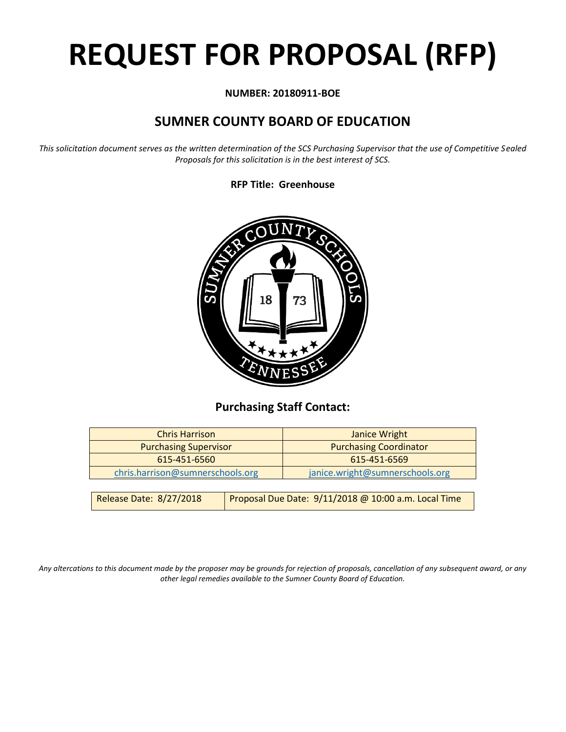# REQUEST FOR PROPOSAL (RFP)

**NUMBER: 20180911-BOE**

## SUMNER COUNTY BOARD OF EDUCATION

*This solicitation document serves as the written determination of the SCS Purchasing Supervisor that the use of Competitive Sealed Proposals for this solicitation is in the best interest of SCS.*

**RFP Title: Greenhouse**

### Purchasing Staff Contact:

| Chris Harrison | Janice Wright |
|---|---|
| Purchasing Supervisor | Purchasing Coordinator |
| 615-451-6560 | 615-451-6569 |
| chris.harrison@sumnerschools.org | janice.wright@sumnerschools.org |

| Release Date: 8/27/2018 | Proposal Due Date: 9/11/2018 @ 10:00 a.m. Local Time |
|---|---|

*Any altercations to this document made by the proposer may be grounds for rejection of proposals, cancellation of any subsequent award, or any other legal remedies available to the Sumner County Board of Education.*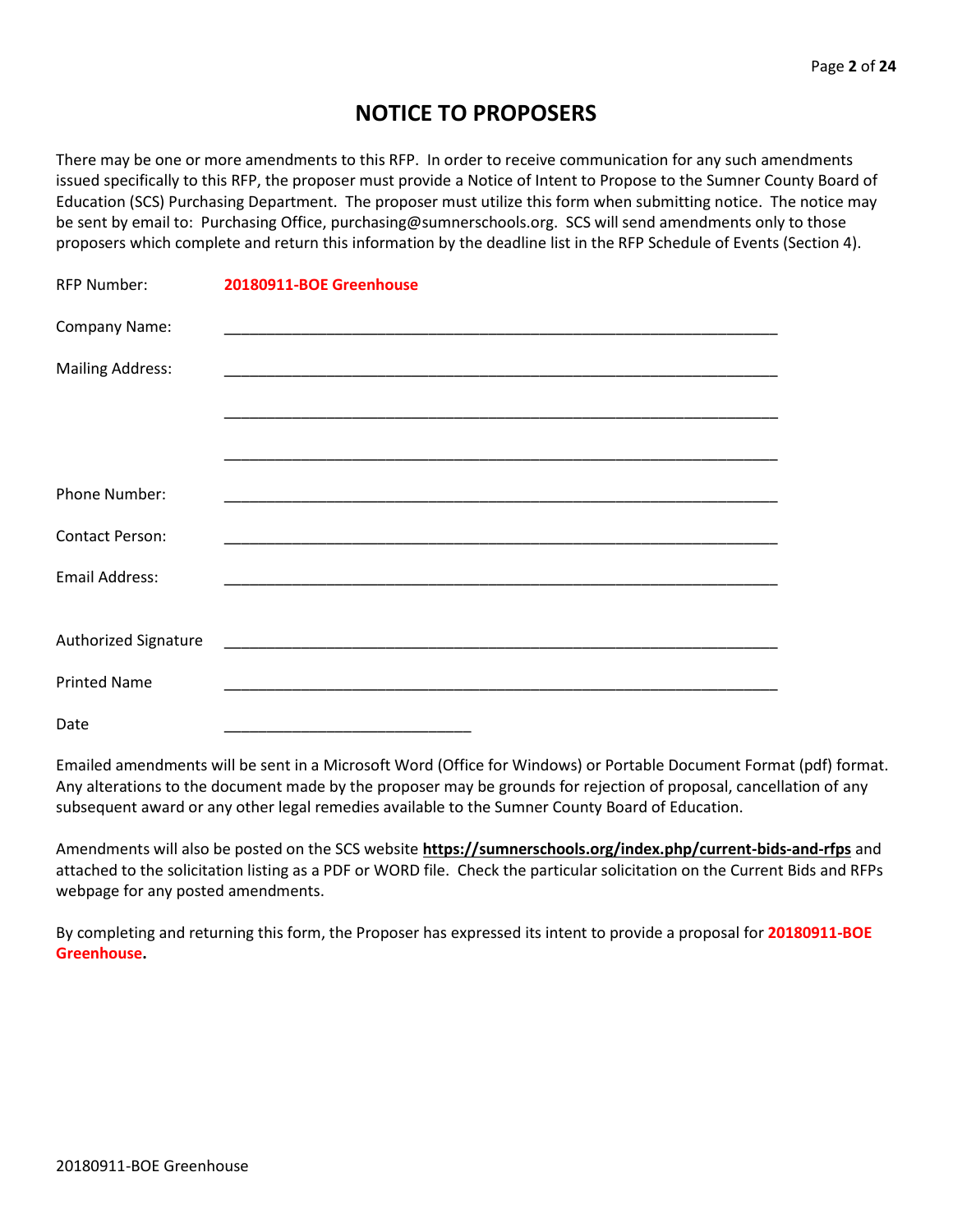# NOTICE TO PROPOSERS

There may be one or more amendments to this RFP. In order to receive communication for any such amendments issued specifically to this RFP, the proposer must provide a Notice of Intent to Propose to the Sumner County Board of Education (SCS) Purchasing Department. The proposer must utilize this form when submitting notice. The notice may be sent by email to: Purchasing Office, purchasing@sumnerschools.org. SCS will send amendments only to those proposers which complete and return this information by the deadline list in the RFP Schedule of Events (Section 4).

| | |
|---|---|
| RFP Number: | **20180911-BOE Greenhouse** |
| Company Name: | ___________________________________________ |
| Mailing Address: | ___________________________________________ |
| | ___________________________________________ |
| | ___________________________________________ |
| Phone Number: | ___________________________________________ |
| Contact Person: | ___________________________________________ |
| Email Address: | ___________________________________________ |
| Authorized Signature | ___________________________________________ |
| Printed Name | ___________________________________________ |
| Date | ____________________________ |

Emailed amendments will be sent in a Microsoft Word (Office for Windows) or Portable Document Format (pdf) format. Any alterations to the document made by the proposer may be grounds for rejection of proposal, cancellation of any subsequent award or any other legal remedies available to the Sumner County Board of Education.

Amendments will also be posted on the SCS website **https://sumnerschools.org/index.php/current-bids-and-rfps** and attached to the solicitation listing as a PDF or WORD file. Check the particular solicitation on the Current Bids and RFPs webpage for any posted amendments.

By completing and returning this form, the Proposer has expressed its intent to provide a proposal for **20180911-BOE Greenhouse.**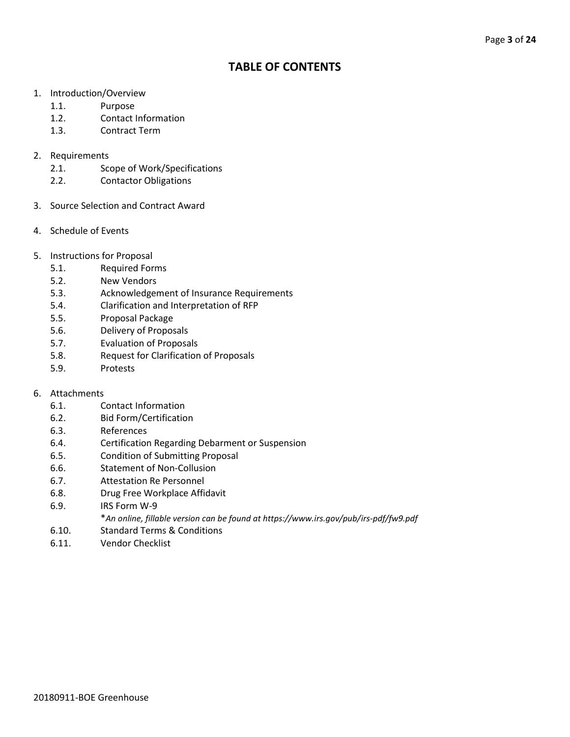# TABLE OF CONTENTS

1. Introduction/Overview
   - 1.1. Purpose
   - 1.2. Contact Information
   - 1.3. Contract Term

2. Requirements
   - 2.1. Scope of Work/Specifications
   - 2.2. Contactor Obligations

3. Source Selection and Contract Award

4. Schedule of Events

5. Instructions for Proposal
   - 5.1. Required Forms
   - 5.2. New Vendors
   - 5.3. Acknowledgement of Insurance Requirements
   - 5.4. Clarification and Interpretation of RFP
   - 5.5. Proposal Package
   - 5.6. Delivery of Proposals
   - 5.7. Evaluation of Proposals
   - 5.8. Request for Clarification of Proposals
   - 5.9. Protests

6. Attachments
   - 6.1. Contact Information
   - 6.2. Bid Form/Certification
   - 6.3. References
   - 6.4. Certification Regarding Debarment or Suspension
   - 6.5. Condition of Submitting Proposal
   - 6.6. Statement of Non-Collusion
   - 6.7. Attestation Re Personnel
   - 6.8. Drug Free Workplace Affidavit
   - 6.9. IRS Form W-9
     *An online, fillable version can be found at https://www.irs.gov/pub/irs-pdf/fw9.pdf*
   - 6.10. Standard Terms & Conditions
   - 6.11. Vendor Checklist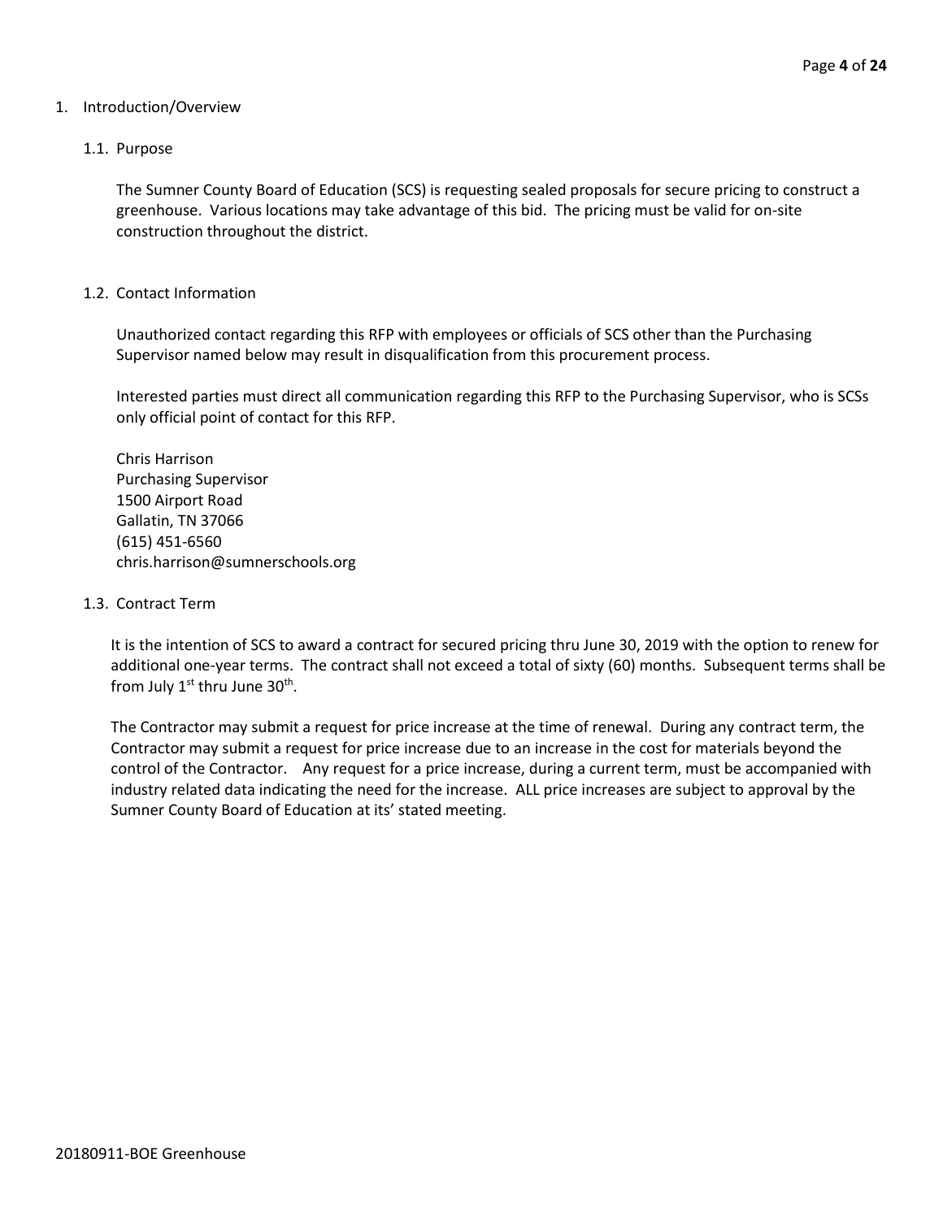# 1. Introduction/Overview

## 1.1. Purpose

The Sumner County Board of Education (SCS) is requesting sealed proposals for secure pricing to construct a greenhouse. Various locations may take advantage of this bid. The pricing must be valid for on-site construction throughout the district.

## 1.2. Contact Information

Unauthorized contact regarding this RFP with employees or officials of SCS other than the Purchasing Supervisor named below may result in disqualification from this procurement process.

Interested parties must direct all communication regarding this RFP to the Purchasing Supervisor, who is SCSs only official point of contact for this RFP.

Chris Harrison
Purchasing Supervisor
1500 Airport Road
Gallatin, TN 37066
(615) 451-6560
chris.harrison@sumnerschools.org

## 1.3. Contract Term

It is the intention of SCS to award a contract for secured pricing thru June 30, 2019 with the option to renew for additional one-year terms. The contract shall not exceed a total of sixty (60) months. Subsequent terms shall be from July 1st thru June 30th.

The Contractor may submit a request for price increase at the time of renewal. During any contract term, the Contractor may submit a request for price increase due to an increase in the cost for materials beyond the control of the Contractor. Any request for a price increase, during a current term, must be accompanied with industry related data indicating the need for the increase. ALL price increases are subject to approval by the Sumner County Board of Education at its' stated meeting.

20180911-BOE Greenhouse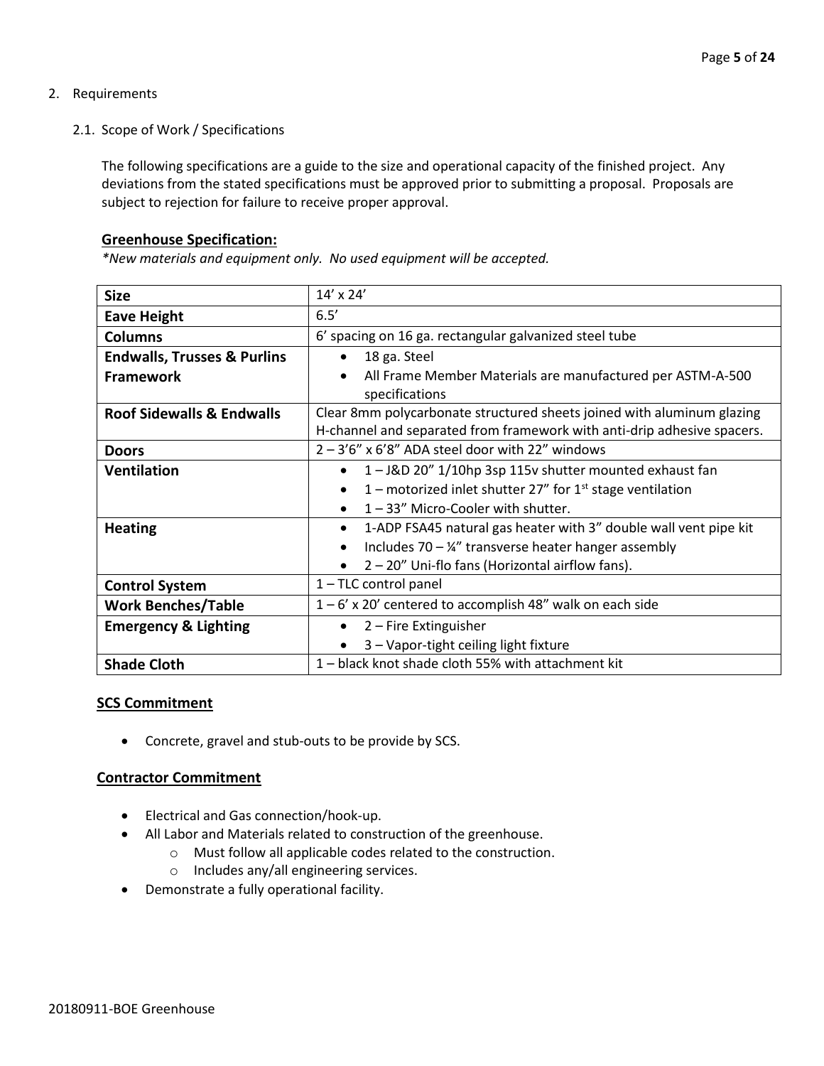2. Requirements

   2.1. Scope of Work / Specifications

The following specifications are a guide to the size and operational capacity of the finished project. Any deviations from the stated specifications must be approved prior to submitting a proposal. Proposals are subject to rejection for failure to receive proper approval.

**Greenhouse Specification:**

*\*New materials and equipment only. No used equipment will be accepted.*

| **Size** | 14' x 24' |
|---|---|
| **Eave Height** | 6.5' |
| **Columns** | 6' spacing on 16 ga. rectangular galvanized steel tube |
| **Endwalls, Trusses & Purlins Framework** | • 18 ga. Steel<br>• All Frame Member Materials are manufactured per ASTM-A-500 specifications |
| **Roof Sidewalls & Endwalls** | Clear 8mm polycarbonate structured sheets joined with aluminum glazing H-channel and separated from framework with anti-drip adhesive spacers. |
| **Doors** | 2 – 3'6" x 6'8" ADA steel door with 22" windows |
| **Ventilation** | • 1 – J&D 20" 1/10hp 3sp 115v shutter mounted exhaust fan<br>• 1 – motorized inlet shutter 27" for 1st stage ventilation<br>• 1 – 33" Micro-Cooler with shutter. |
| **Heating** | • 1-ADP FSA45 natural gas heater with 3" double wall vent pipe kit<br>• Includes 70 – ¼" transverse heater hanger assembly<br>• 2 – 20" Uni-flo fans (Horizontal airflow fans). |
| **Control System** | 1 – TLC control panel |
| **Work Benches/Table** | 1 – 6' x 20' centered to accomplish 48" walk on each side |
| **Emergency & Lighting** | • 2 – Fire Extinguisher<br>• 3 – Vapor-tight ceiling light fixture |
| **Shade Cloth** | 1 – black knot shade cloth 55% with attachment kit |

**SCS Commitment**

- Concrete, gravel and stub-outs to be provide by SCS.

**Contractor Commitment**

- Electrical and Gas connection/hook-up.
- All Labor and Materials related to construction of the greenhouse.
  - Must follow all applicable codes related to the construction.
  - Includes any/all engineering services.
- Demonstrate a fully operational facility.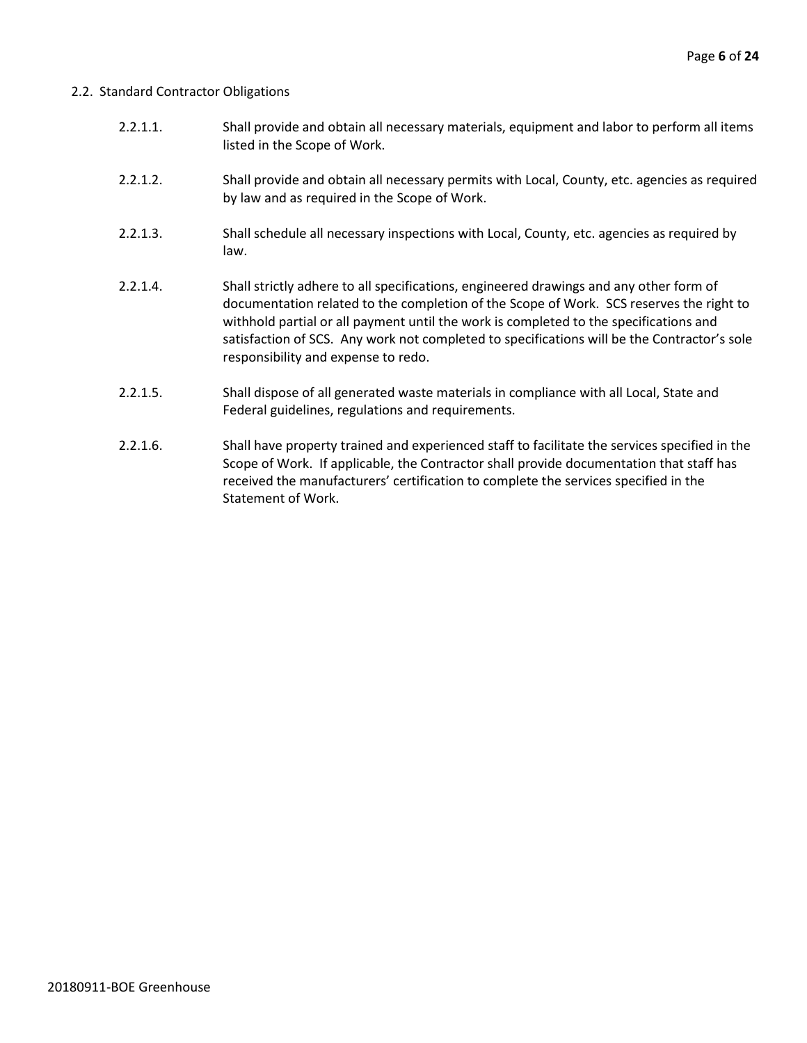## 2.2. Standard Contractor Obligations

2.2.1.1. Shall provide and obtain all necessary materials, equipment and labor to perform all items listed in the Scope of Work.

2.2.1.2. Shall provide and obtain all necessary permits with Local, County, etc. agencies as required by law and as required in the Scope of Work.

2.2.1.3. Shall schedule all necessary inspections with Local, County, etc. agencies as required by law.

2.2.1.4. Shall strictly adhere to all specifications, engineered drawings and any other form of documentation related to the completion of the Scope of Work. SCS reserves the right to withhold partial or all payment until the work is completed to the specifications and satisfaction of SCS. Any work not completed to specifications will be the Contractor's sole responsibility and expense to redo.

2.2.1.5. Shall dispose of all generated waste materials in compliance with all Local, State and Federal guidelines, regulations and requirements.

2.2.1.6. Shall have property trained and experienced staff to facilitate the services specified in the Scope of Work. If applicable, the Contractor shall provide documentation that staff has received the manufacturers' certification to complete the services specified in the Statement of Work.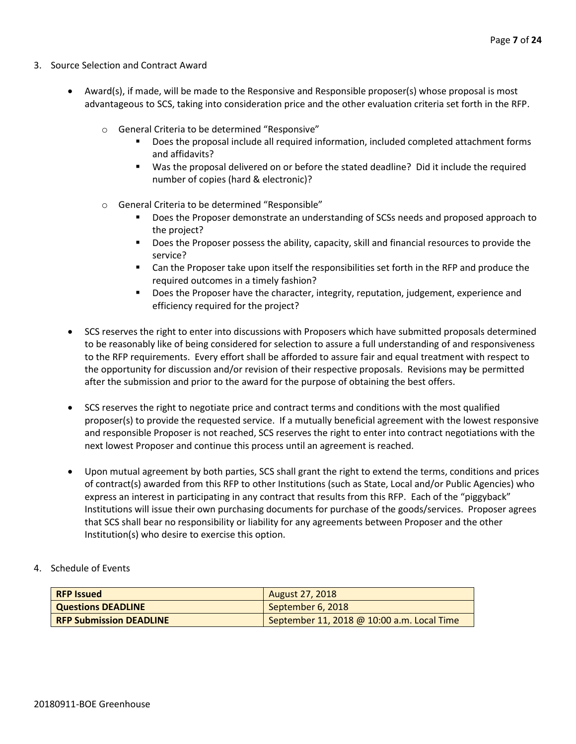3. Source Selection and Contract Award

   - Award(s), if made, will be made to the Responsive and Responsible proposer(s) whose proposal is most advantageous to SCS, taking into consideration price and the other evaluation criteria set forth in the RFP.

     - General Criteria to be determined "Responsive"
       - Does the proposal include all required information, included completed attachment forms and affidavits?
       - Was the proposal delivered on or before the stated deadline? Did it include the required number of copies (hard & electronic)?

     - General Criteria to be determined "Responsible"
       - Does the Proposer demonstrate an understanding of SCSs needs and proposed approach to the project?
       - Does the Proposer possess the ability, capacity, skill and financial resources to provide the service?
       - Can the Proposer take upon itself the responsibilities set forth in the RFP and produce the required outcomes in a timely fashion?
       - Does the Proposer have the character, integrity, reputation, judgement, experience and efficiency required for the project?

   - SCS reserves the right to enter into discussions with Proposers which have submitted proposals determined to be reasonably like of being considered for selection to assure a full understanding of and responsiveness to the RFP requirements. Every effort shall be afforded to assure fair and equal treatment with respect to the opportunity for discussion and/or revision of their respective proposals. Revisions may be permitted after the submission and prior to the award for the purpose of obtaining the best offers.

   - SCS reserves the right to negotiate price and contract terms and conditions with the most qualified proposer(s) to provide the requested service. If a mutually beneficial agreement with the lowest responsive and responsible Proposer is not reached, SCS reserves the right to enter into contract negotiations with the next lowest Proposer and continue this process until an agreement is reached.

   - Upon mutual agreement by both parties, SCS shall grant the right to extend the terms, conditions and prices of contract(s) awarded from this RFP to other Institutions (such as State, Local and/or Public Agencies) who express an interest in participating in any contract that results from this RFP. Each of the "piggyback" Institutions will issue their own purchasing documents for purchase of the goods/services. Proposer agrees that SCS shall bear no responsibility or liability for any agreements between Proposer and the other Institution(s) who desire to exercise this option.

4. Schedule of Events

| **RFP Issued** | August 27, 2018 |
|---|---|
| **Questions DEADLINE** | September 6, 2018 |
| **RFP Submission DEADLINE** | September 11, 2018 @ 10:00 a.m. Local Time |

20180911-BOE Greenhouse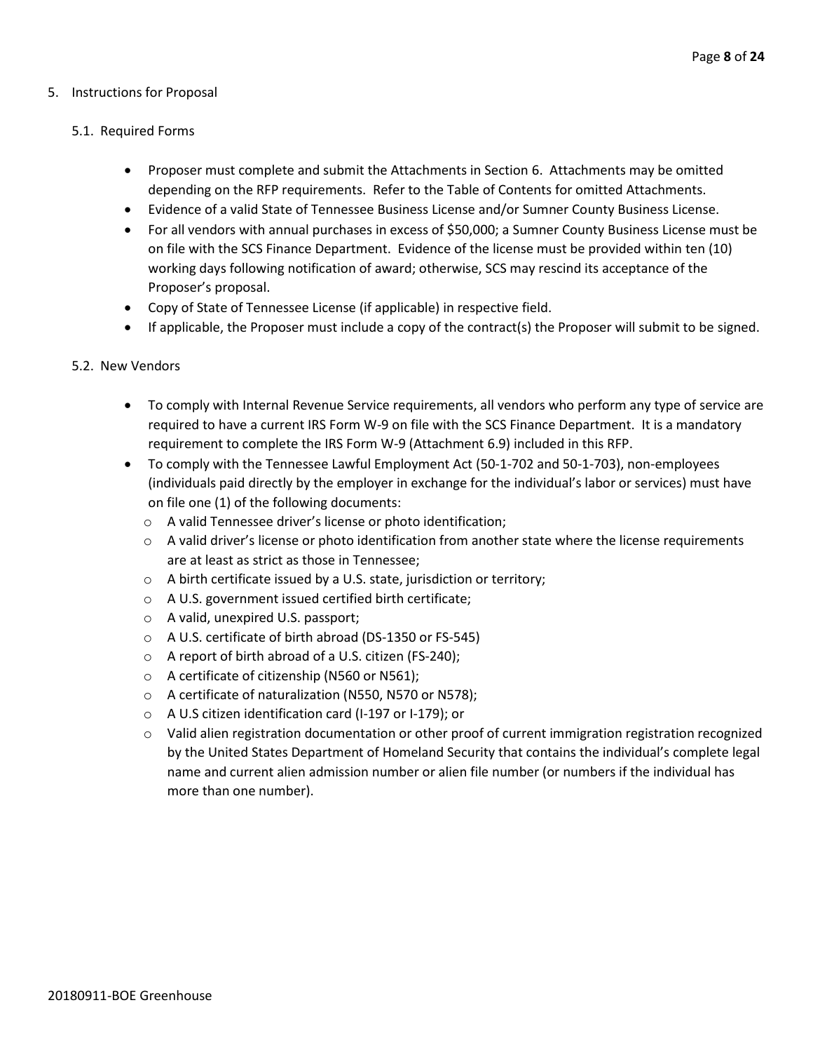## 5. Instructions for Proposal

### 5.1. Required Forms

- Proposer must complete and submit the Attachments in Section 6. Attachments may be omitted depending on the RFP requirements. Refer to the Table of Contents for omitted Attachments.
- Evidence of a valid State of Tennessee Business License and/or Sumner County Business License.
- For all vendors with annual purchases in excess of $50,000; a Sumner County Business License must be on file with the SCS Finance Department. Evidence of the license must be provided within ten (10) working days following notification of award; otherwise, SCS may rescind its acceptance of the Proposer's proposal.
- Copy of State of Tennessee License (if applicable) in respective field.
- If applicable, the Proposer must include a copy of the contract(s) the Proposer will submit to be signed.

### 5.2. New Vendors

- To comply with Internal Revenue Service requirements, all vendors who perform any type of service are required to have a current IRS Form W-9 on file with the SCS Finance Department. It is a mandatory requirement to complete the IRS Form W-9 (Attachment 6.9) included in this RFP.
- To comply with the Tennessee Lawful Employment Act (50-1-702 and 50-1-703), non-employees (individuals paid directly by the employer in exchange for the individual's labor or services) must have on file one (1) of the following documents:
  - A valid Tennessee driver's license or photo identification;
  - A valid driver's license or photo identification from another state where the license requirements are at least as strict as those in Tennessee;
  - A birth certificate issued by a U.S. state, jurisdiction or territory;
  - A U.S. government issued certified birth certificate;
  - A valid, unexpired U.S. passport;
  - A U.S. certificate of birth abroad (DS-1350 or FS-545)
  - A report of birth abroad of a U.S. citizen (FS-240);
  - A certificate of citizenship (N560 or N561);
  - A certificate of naturalization (N550, N570 or N578);
  - A U.S citizen identification card (I-197 or I-179); or
  - Valid alien registration documentation or other proof of current immigration registration recognized by the United States Department of Homeland Security that contains the individual's complete legal name and current alien admission number or alien file number (or numbers if the individual has more than one number).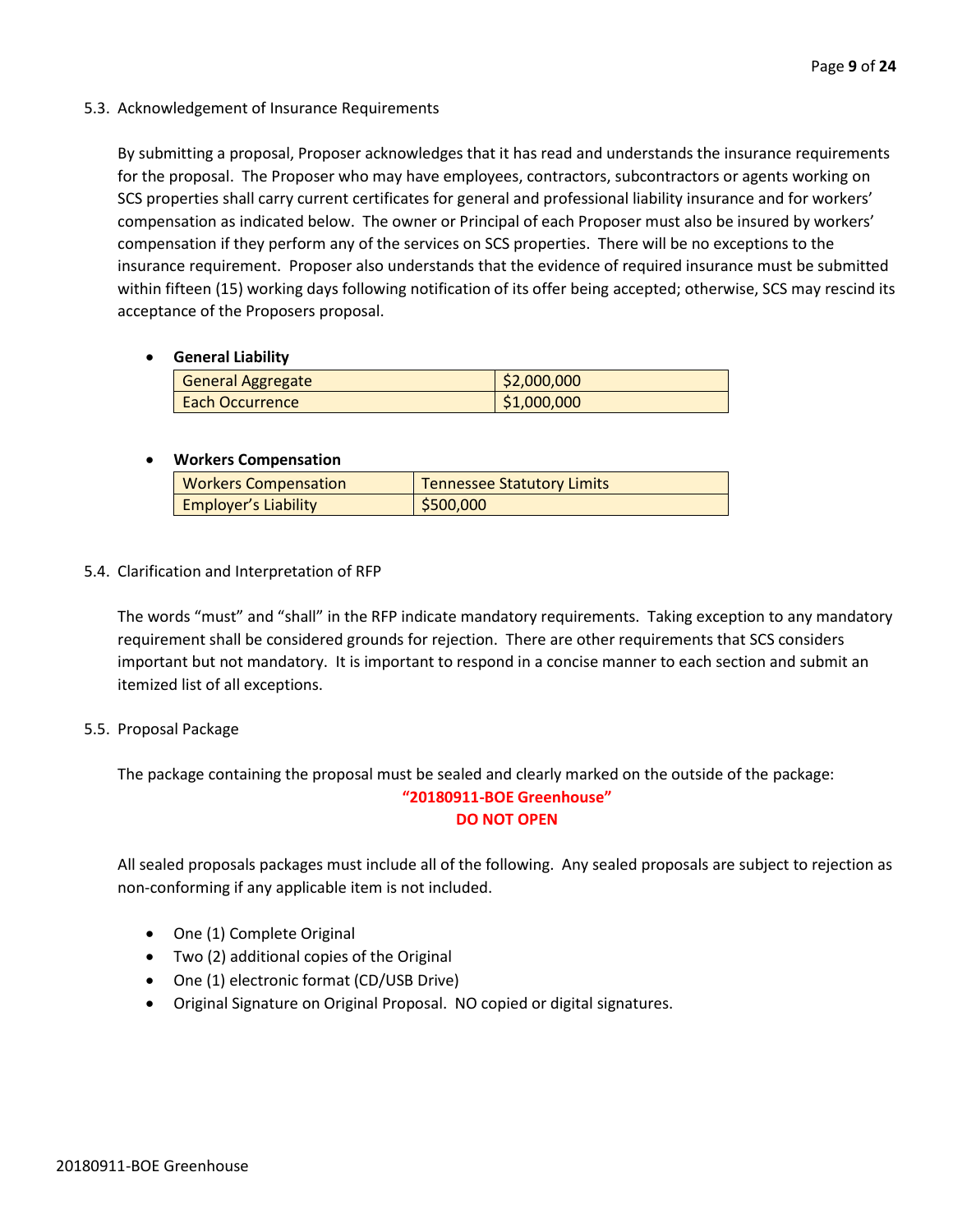5.3. Acknowledgement of Insurance Requirements

By submitting a proposal, Proposer acknowledges that it has read and understands the insurance requirements for the proposal. The Proposer who may have employees, contractors, subcontractors or agents working on SCS properties shall carry current certificates for general and professional liability insurance and for workers' compensation as indicated below. The owner or Principal of each Proposer must also be insured by workers' compensation if they perform any of the services on SCS properties. There will be no exceptions to the insurance requirement. Proposer also understands that the evidence of required insurance must be submitted within fifteen (15) working days following notification of its offer being accepted; otherwise, SCS may rescind its acceptance of the Proposers proposal.

- **General Liability**

| General Aggregate | $2,000,000 |
|---|---|
| Each Occurrence | $1,000,000 |

- **Workers Compensation**

| Workers Compensation | Tennessee Statutory Limits |
|---|---|
| Employer's Liability | $500,000 |

5.4. Clarification and Interpretation of RFP

The words "must" and "shall" in the RFP indicate mandatory requirements. Taking exception to any mandatory requirement shall be considered grounds for rejection. There are other requirements that SCS considers important but not mandatory. It is important to respond in a concise manner to each section and submit an itemized list of all exceptions.

5.5. Proposal Package

The package containing the proposal must be sealed and clearly marked on the outside of the package:

**"20180911-BOE Greenhouse"**
**DO NOT OPEN**

All sealed proposals packages must include all of the following. Any sealed proposals are subject to rejection as non-conforming if any applicable item is not included.

- One (1) Complete Original
- Two (2) additional copies of the Original
- One (1) electronic format (CD/USB Drive)
- Original Signature on Original Proposal. NO copied or digital signatures.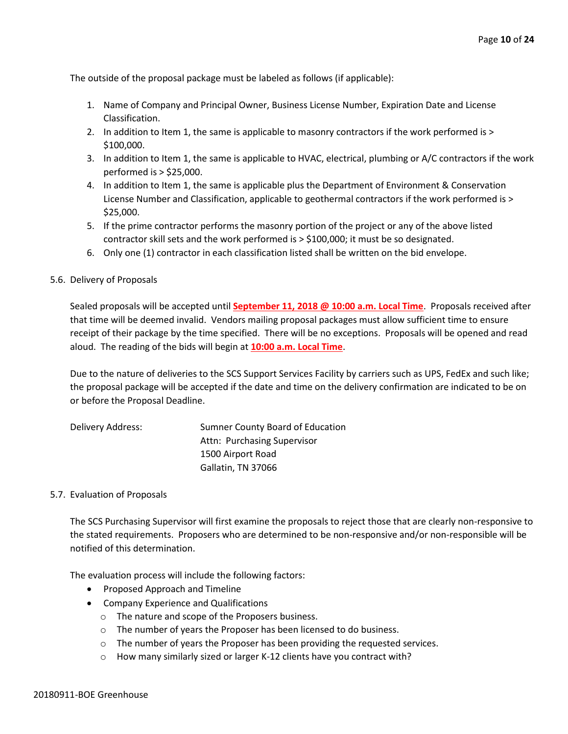The outside of the proposal package must be labeled as follows (if applicable):

1. Name of Company and Principal Owner, Business License Number, Expiration Date and License Classification.
2. In addition to Item 1, the same is applicable to masonry contractors if the work performed is > $100,000.
3. In addition to Item 1, the same is applicable to HVAC, electrical, plumbing or A/C contractors if the work performed is > $25,000.
4. In addition to Item 1, the same is applicable plus the Department of Environment & Conservation License Number and Classification, applicable to geothermal contractors if the work performed is > $25,000.
5. If the prime contractor performs the masonry portion of the project or any of the above listed contractor skill sets and the work performed is > $100,000; it must be so designated.
6. Only one (1) contractor in each classification listed shall be written on the bid envelope.

5.6. Delivery of Proposals

Sealed proposals will be accepted until **September 11, 2018 @ 10:00 a.m. Local Time**. Proposals received after that time will be deemed invalid. Vendors mailing proposal packages must allow sufficient time to ensure receipt of their package by the time specified. There will be no exceptions. Proposals will be opened and read aloud. The reading of the bids will begin at **10:00 a.m. Local Time**.

Due to the nature of deliveries to the SCS Support Services Facility by carriers such as UPS, FedEx and such like; the proposal package will be accepted if the date and time on the delivery confirmation are indicated to be on or before the Proposal Deadline.

Delivery Address: Sumner County Board of Education
Attn: Purchasing Supervisor
1500 Airport Road
Gallatin, TN 37066

5.7. Evaluation of Proposals

The SCS Purchasing Supervisor will first examine the proposals to reject those that are clearly non-responsive to the stated requirements. Proposers who are determined to be non-responsive and/or non-responsible will be notified of this determination.

The evaluation process will include the following factors:

- Proposed Approach and Timeline
- Company Experience and Qualifications
  - The nature and scope of the Proposers business.
  - The number of years the Proposer has been licensed to do business.
  - The number of years the Proposer has been providing the requested services.
  - How many similarly sized or larger K-12 clients have you contract with?

20180911-BOE Greenhouse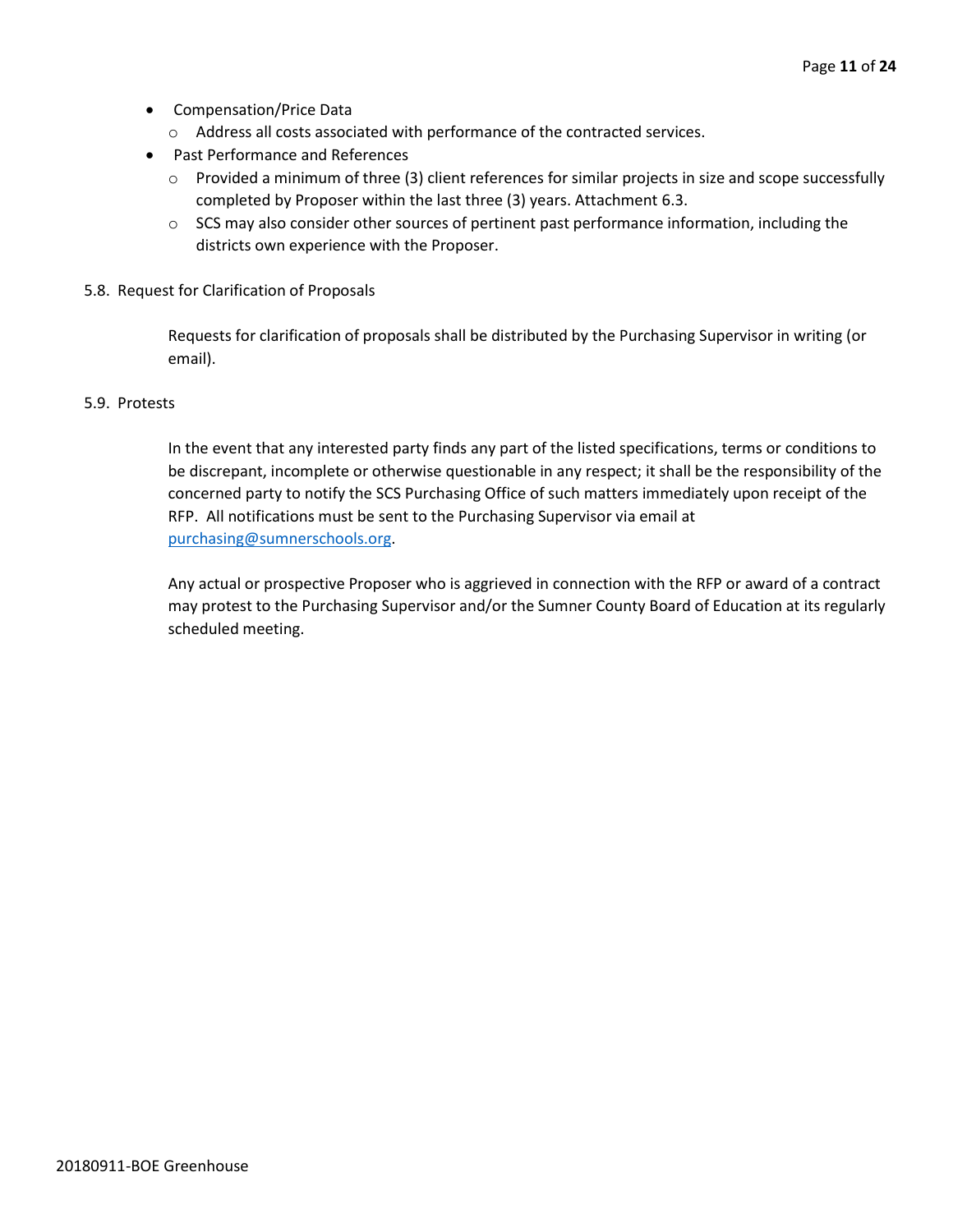- Compensation/Price Data
  - Address all costs associated with performance of the contracted services.
- Past Performance and References
  - Provided a minimum of three (3) client references for similar projects in size and scope successfully completed by Proposer within the last three (3) years. Attachment 6.3.
  - SCS may also consider other sources of pertinent past performance information, including the districts own experience with the Proposer.

5.8. Request for Clarification of Proposals

Requests for clarification of proposals shall be distributed by the Purchasing Supervisor in writing (or email).

5.9. Protests

In the event that any interested party finds any part of the listed specifications, terms or conditions to be discrepant, incomplete or otherwise questionable in any respect; it shall be the responsibility of the concerned party to notify the SCS Purchasing Office of such matters immediately upon receipt of the RFP. All notifications must be sent to the Purchasing Supervisor via email at purchasing@sumnerschools.org.

Any actual or prospective Proposer who is aggrieved in connection with the RFP or award of a contract may protest to the Purchasing Supervisor and/or the Sumner County Board of Education at its regularly scheduled meeting.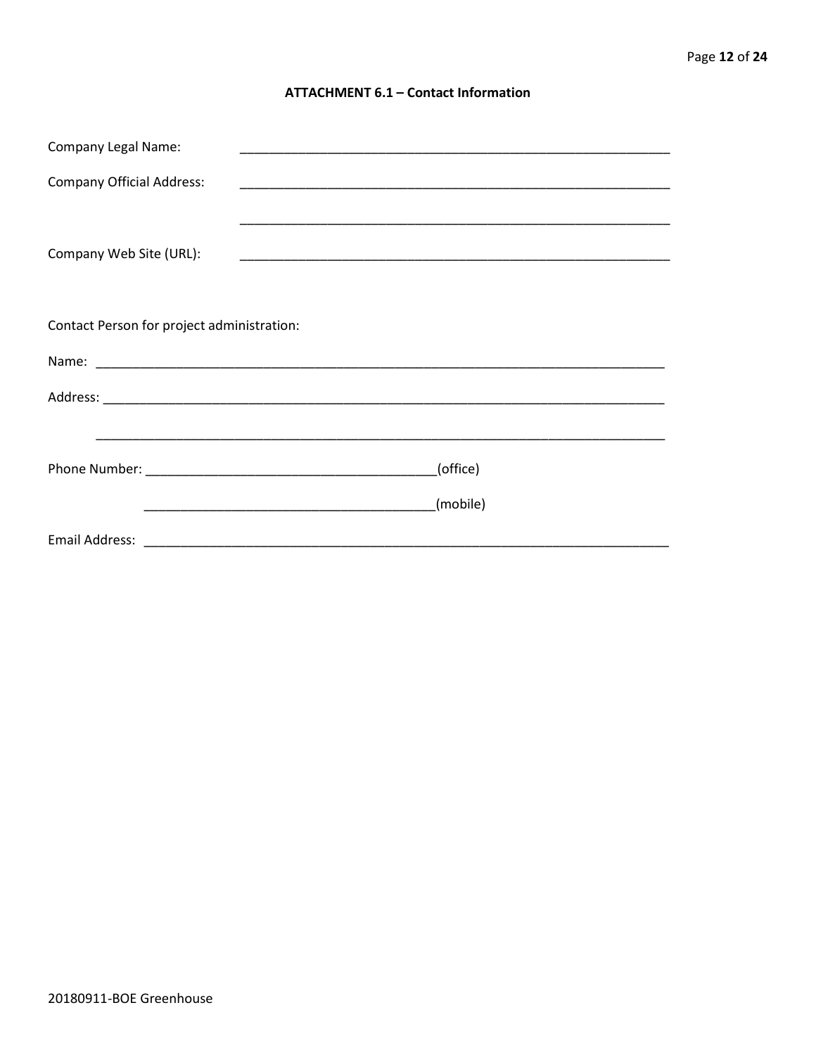## ATTACHMENT 6.1 – Contact Information

Company Legal Name: ____________________________________________________________

Company Official Address: ____________________________________________________________

____________________________________________________________

Company Web Site (URL): ____________________________________________________________

Contact Person for project administration:

Name: ________________________________________________________________________________

Address: ______________________________________________________________________________

________________________________________________________________________________

Phone Number: ________________________________________(office)

________________________________________(mobile)

Email Address: ___________________________________________________________________________

20180911-BOE Greenhouse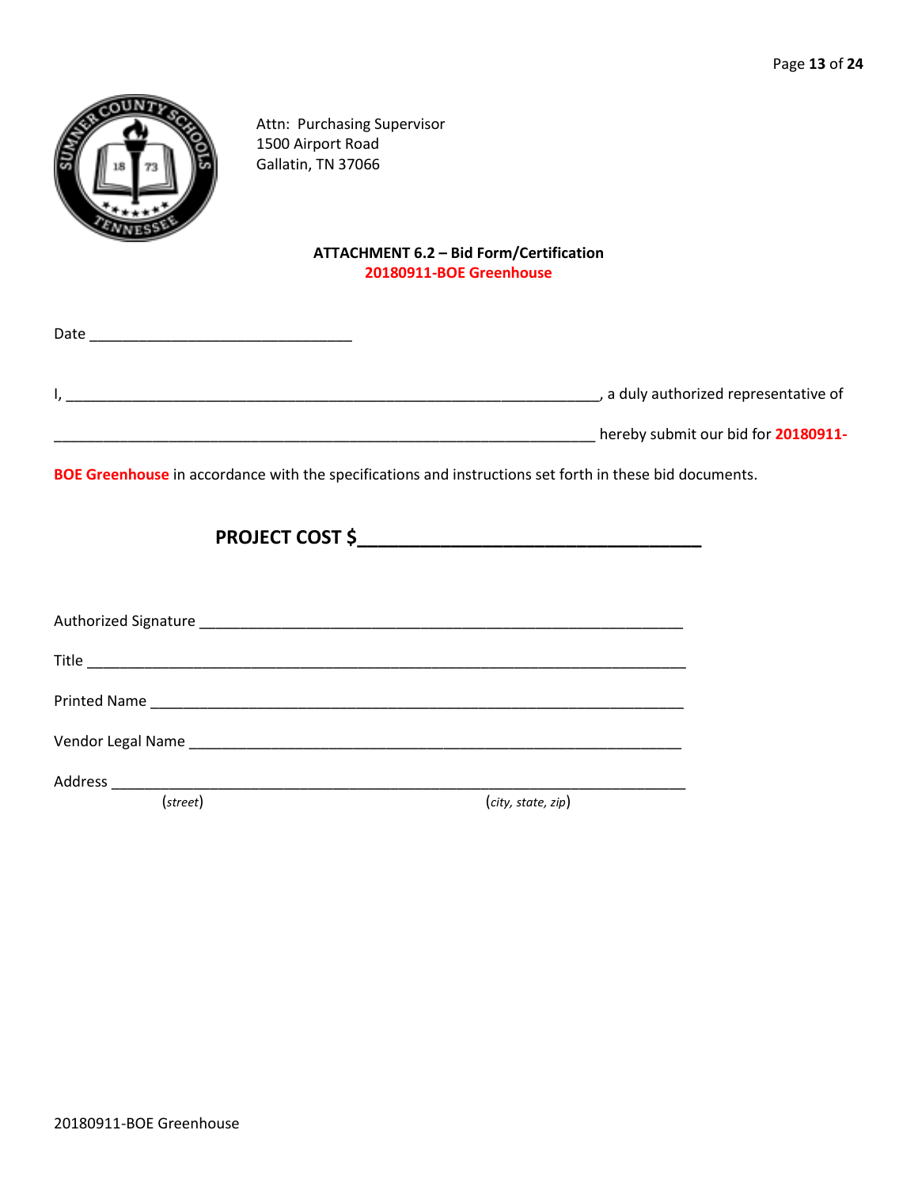Attn: Purchasing Supervisor
1500 Airport Road
Gallatin, TN 37066

**ATTACHMENT 6.2 – Bid Form/Certification**
**20180911-BOE Greenhouse**

Date ________________________________

I, ____________________________________________________________________, a duly authorized representative of

______________________________________________________________________ hereby submit our bid for **20180911-BOE Greenhouse** in accordance with the specifications and instructions set forth in these bid documents.

**PROJECT COST $_________________________________**

Authorized Signature ____________________________________________________________

Title ____________________________________________________________________________

Printed Name ____________________________________________________________________

Vendor Legal Name ______________________________________________________________

Address _________________________________________________________________________
(*street*) (*city, state, zip*)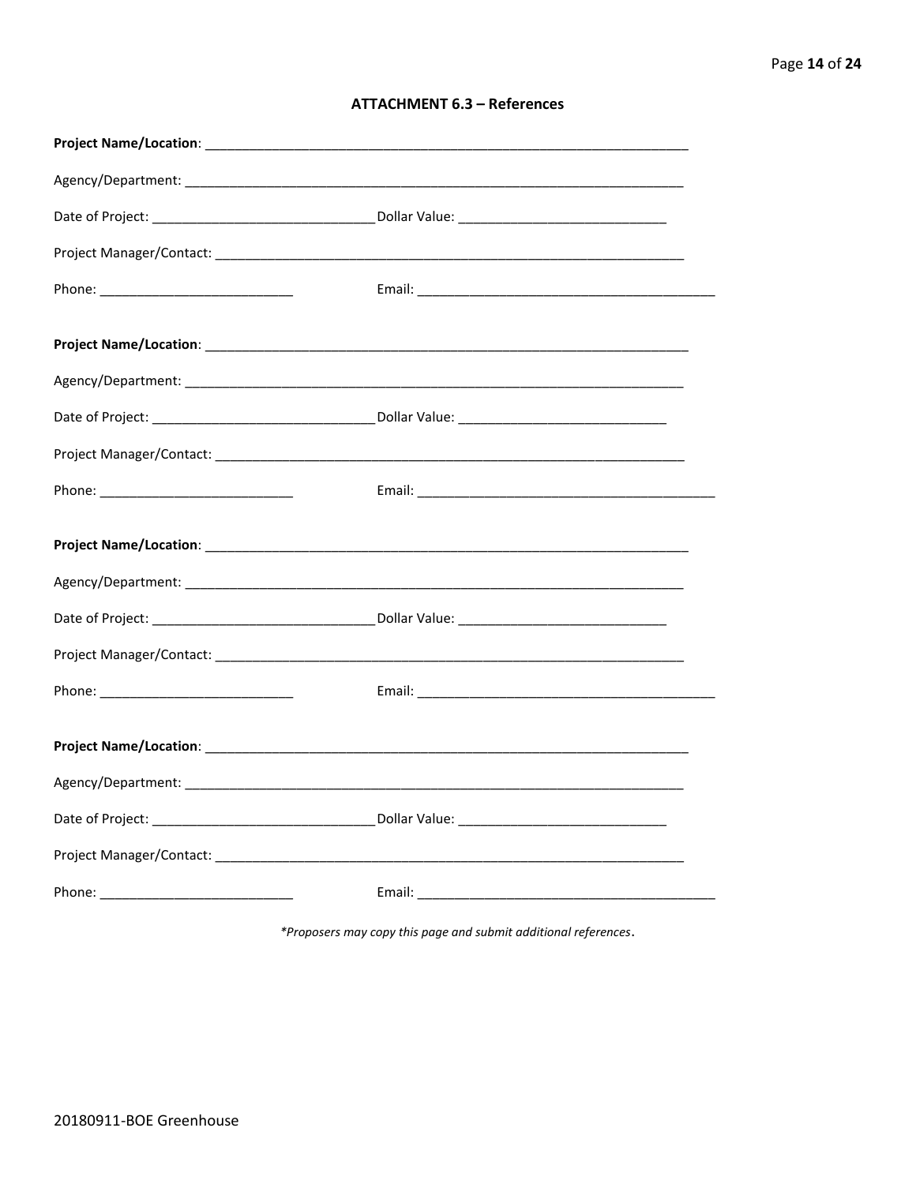## ATTACHMENT 6.3 – References

**Project Name/Location**: ___________________________________________________________________

Agency/Department: ___________________________________________________________________

Date of Project: ______________________________ Dollar Value: ____________________________

Project Manager/Contact: ______________________________________________________________

Phone: __________________________ Email: ________________________________________

**Project Name/Location**: ___________________________________________________________________

Agency/Department: ___________________________________________________________________

Date of Project: ______________________________ Dollar Value: ____________________________

Project Manager/Contact: ______________________________________________________________

Phone: __________________________ Email: ________________________________________

**Project Name/Location**: ___________________________________________________________________

Agency/Department: ___________________________________________________________________

Date of Project: ______________________________ Dollar Value: ____________________________

Project Manager/Contact: ______________________________________________________________

Phone: __________________________ Email: ________________________________________

**Project Name/Location**: ___________________________________________________________________

Agency/Department: ___________________________________________________________________

Date of Project: ______________________________ Dollar Value: ____________________________

Project Manager/Contact: ______________________________________________________________

Phone: __________________________ Email: ________________________________________

*\*Proposers may copy this page and submit additional references.*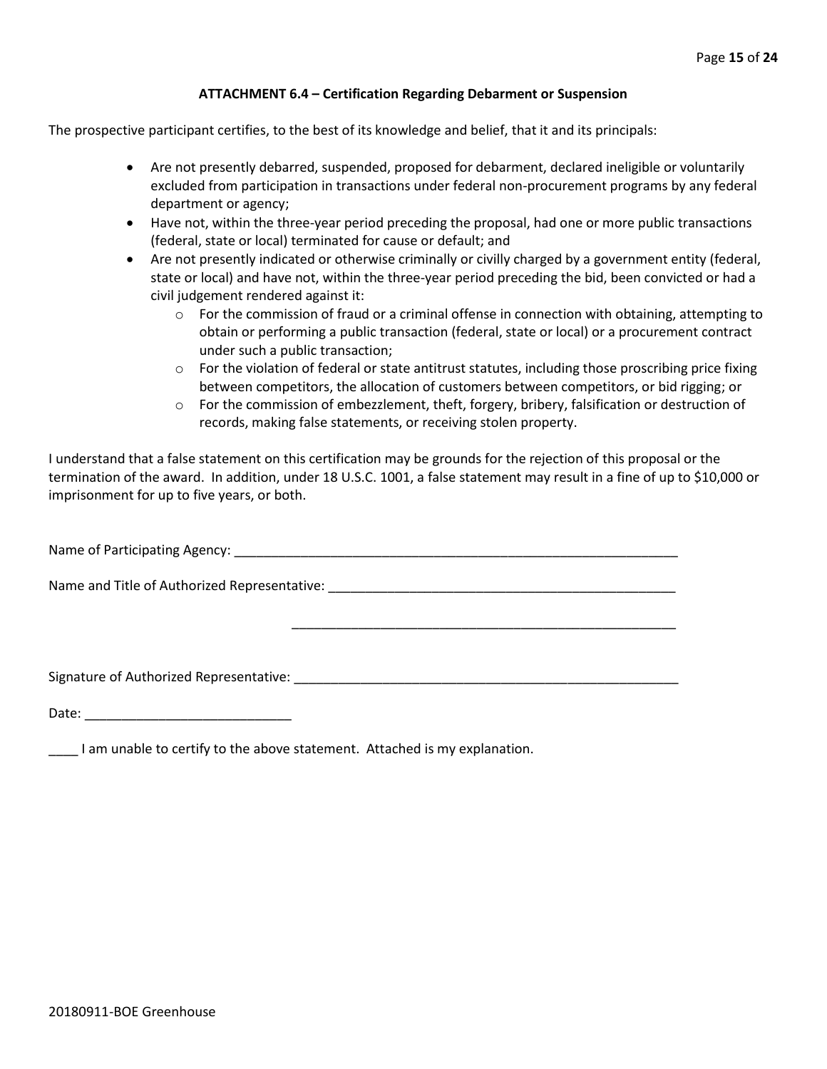**ATTACHMENT 6.4 – Certification Regarding Debarment or Suspension**

The prospective participant certifies, to the best of its knowledge and belief, that it and its principals:

- Are not presently debarred, suspended, proposed for debarment, declared ineligible or voluntarily excluded from participation in transactions under federal non-procurement programs by any federal department or agency;
- Have not, within the three-year period preceding the proposal, had one or more public transactions (federal, state or local) terminated for cause or default; and
- Are not presently indicated or otherwise criminally or civilly charged by a government entity (federal, state or local) and have not, within the three-year period preceding the bid, been convicted or had a civil judgement rendered against it:
  - For the commission of fraud or a criminal offense in connection with obtaining, attempting to obtain or performing a public transaction (federal, state or local) or a procurement contract under such a public transaction;
  - For the violation of federal or state antitrust statutes, including those proscribing price fixing between competitors, the allocation of customers between competitors, or bid rigging; or
  - For the commission of embezzlement, theft, forgery, bribery, falsification or destruction of records, making false statements, or receiving stolen property.

I understand that a false statement on this certification may be grounds for the rejection of this proposal or the termination of the award. In addition, under 18 U.S.C. 1001, a false statement may result in a fine of up to $10,000 or imprisonment for up to five years, or both.

Name of Participating Agency: ____________________________________________________________

Name and Title of Authorized Representative: _______________________________________________

_______________________________________________

Signature of Authorized Representative: _____________________________________________________

Date: ____________________________

____ I am unable to certify to the above statement. Attached is my explanation.

20180911-BOE Greenhouse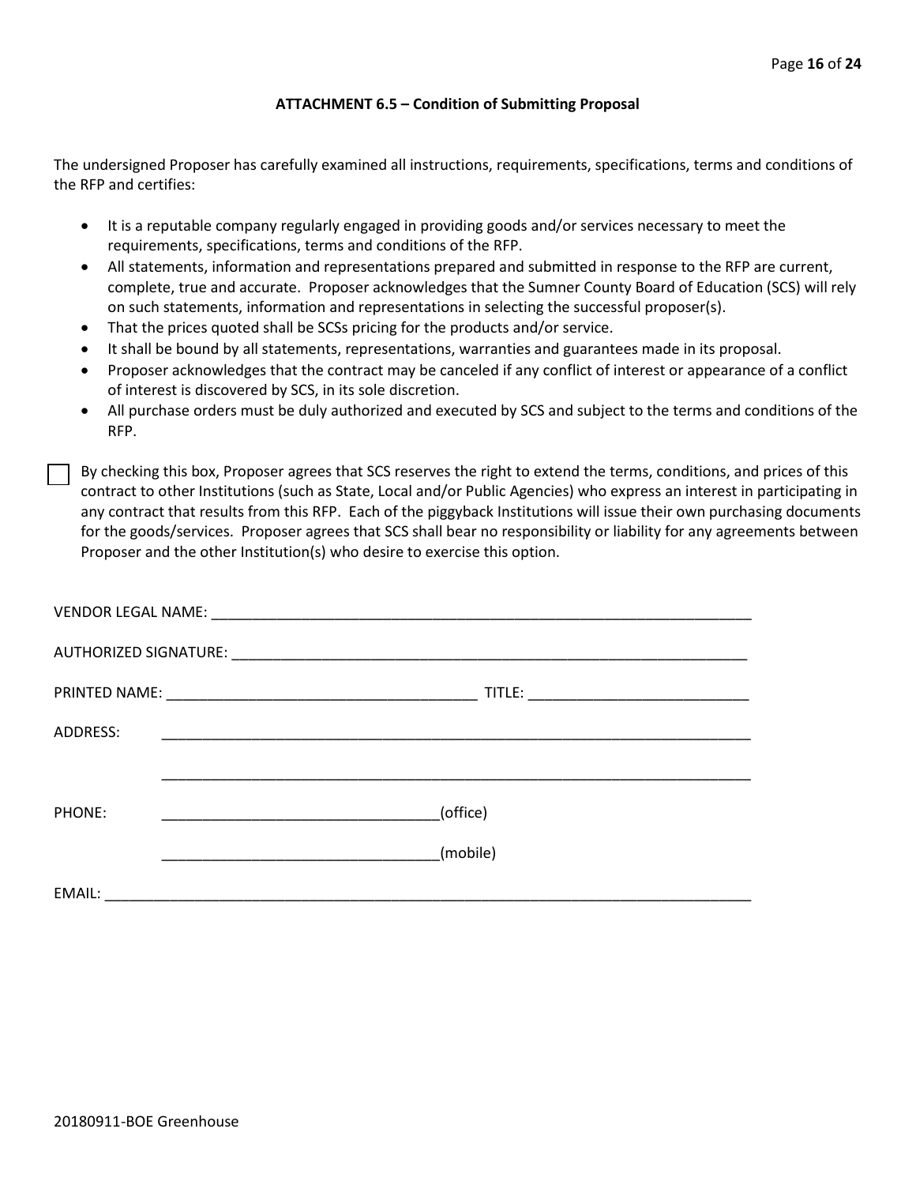### ATTACHMENT 6.5 – Condition of Submitting Proposal

The undersigned Proposer has carefully examined all instructions, requirements, specifications, terms and conditions of the RFP and certifies:

- It is a reputable company regularly engaged in providing goods and/or services necessary to meet the requirements, specifications, terms and conditions of the RFP.
- All statements, information and representations prepared and submitted in response to the RFP are current, complete, true and accurate. Proposer acknowledges that the Sumner County Board of Education (SCS) will rely on such statements, information and representations in selecting the successful proposer(s).
- That the prices quoted shall be SCSs pricing for the products and/or service.
- It shall be bound by all statements, representations, warranties and guarantees made in its proposal.
- Proposer acknowledges that the contract may be canceled if any conflict of interest or appearance of a conflict of interest is discovered by SCS, in its sole discretion.
- All purchase orders must be duly authorized and executed by SCS and subject to the terms and conditions of the RFP.

☐ By checking this box, Proposer agrees that SCS reserves the right to extend the terms, conditions, and prices of this contract to other Institutions (such as State, Local and/or Public Agencies) who express an interest in participating in any contract that results from this RFP. Each of the piggyback Institutions will issue their own purchasing documents for the goods/services. Proposer agrees that SCS shall bear no responsibility or liability for any agreements between Proposer and the other Institution(s) who desire to exercise this option.

VENDOR LEGAL NAME: ______________________________________________________________

AUTHORIZED SIGNATURE: __________________________________________________________

PRINTED NAME: ___________________________________ TITLE: _________________________

ADDRESS: ________________________________________________________________________

________________________________________________________________________

PHONE: ________________________________(office)

________________________________(mobile)

EMAIL: __________________________________________________________________________

20180911-BOE Greenhouse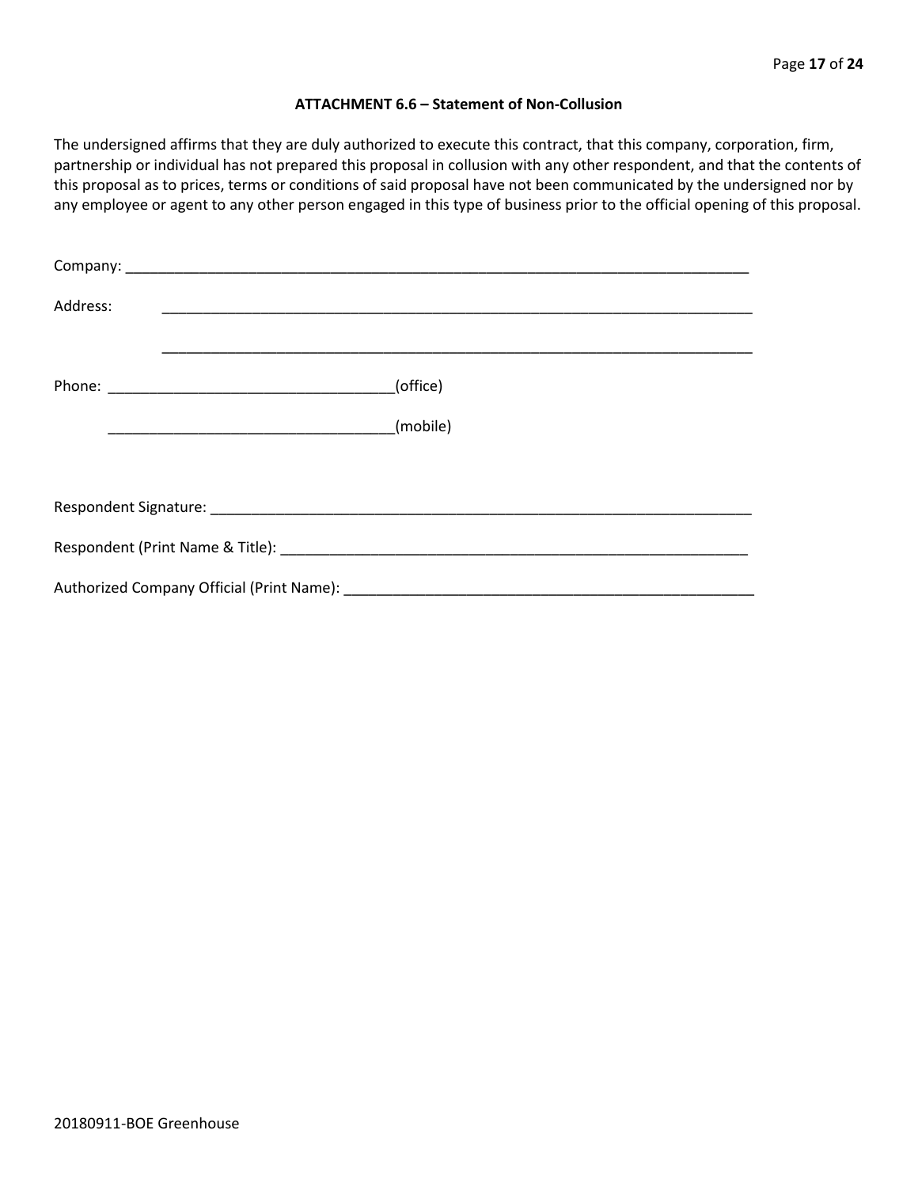### ATTACHMENT 6.6 – Statement of Non-Collusion

The undersigned affirms that they are duly authorized to execute this contract, that this company, corporation, firm, partnership or individual has not prepared this proposal in collusion with any other respondent, and that the contents of this proposal as to prices, terms or conditions of said proposal have not been communicated by the undersigned nor by any employee or agent to any other person engaged in this type of business prior to the official opening of this proposal.

Company: ___________________________________________________________________________

Address: ___________________________________________________________________________

___________________________________________________________________________

Phone: ___________________________________(office)

___________________________________(mobile)

Respondent Signature: _________________________________________________________________

Respondent (Print Name & Title): ________________________________________________________

Authorized Company Official (Print Name): ________________________________________________

20180911-BOE Greenhouse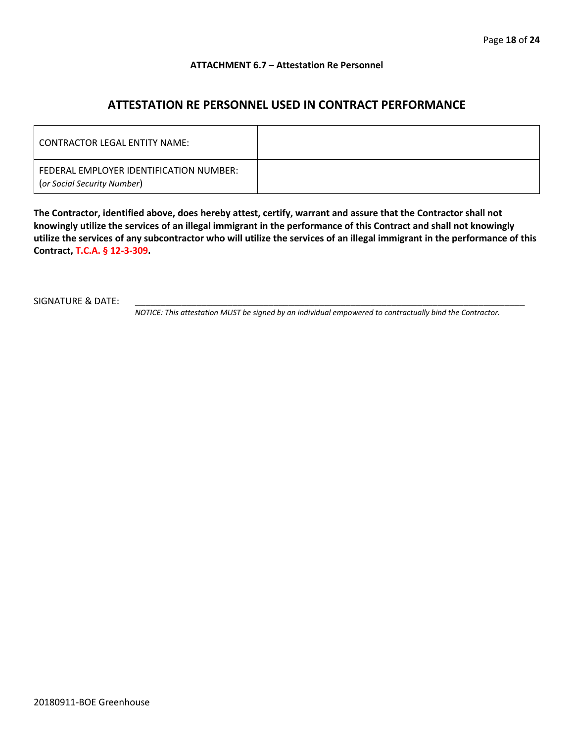**ATTACHMENT 6.7 – Attestation Re Personnel**

## ATTESTATION RE PERSONNEL USED IN CONTRACT PERFORMANCE

| CONTRACTOR LEGAL ENTITY NAME: | |
|---|---|
| FEDERAL EMPLOYER IDENTIFICATION NUMBER: (*or Social Security Number*) | |

**The Contractor, identified above, does hereby attest, certify, warrant and assure that the Contractor shall not knowingly utilize the services of an illegal immigrant in the performance of this Contract and shall not knowingly utilize the services of any subcontractor who will utilize the services of an illegal immigrant in the performance of this Contract, T.C.A. § 12-3-309.**

SIGNATURE & DATE: ____________________________________________

*NOTICE: This attestation MUST be signed by an individual empowered to contractually bind the Contractor.*

20180911-BOE Greenhouse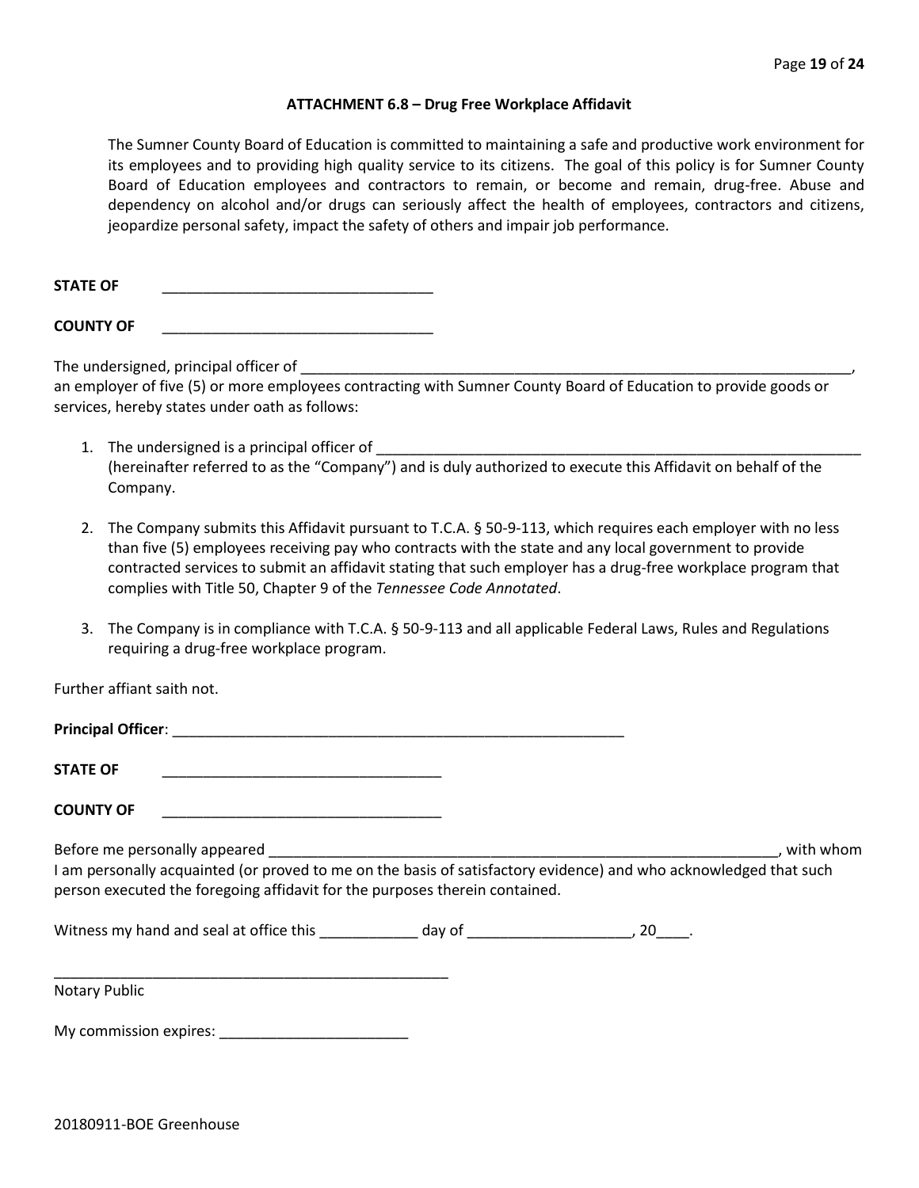### ATTACHMENT 6.8 – Drug Free Workplace Affidavit

The Sumner County Board of Education is committed to maintaining a safe and productive work environment for its employees and to providing high quality service to its citizens. The goal of this policy is for Sumner County Board of Education employees and contractors to remain, or become and remain, drug-free. Abuse and dependency on alcohol and/or drugs can seriously affect the health of employees, contractors and citizens, jeopardize personal safety, impact the safety of others and impair job performance.

**STATE OF** ________________________________

**COUNTY OF** ________________________________

The undersigned, principal officer of ______________________________________________________________________, an employer of five (5) or more employees contracting with Sumner County Board of Education to provide goods or services, hereby states under oath as follows:

1. The undersigned is a principal officer of ____________________________________________________________ (hereinafter referred to as the "Company") and is duly authorized to execute this Affidavit on behalf of the Company.

2. The Company submits this Affidavit pursuant to T.C.A. § 50-9-113, which requires each employer with no less than five (5) employees receiving pay who contracts with the state and any local government to provide contracted services to submit an affidavit stating that such employer has a drug-free workplace program that complies with Title 50, Chapter 9 of the *Tennessee Code Annotated*.

3. The Company is in compliance with T.C.A. § 50-9-113 and all applicable Federal Laws, Rules and Regulations requiring a drug-free workplace program.

Further affiant saith not.

**Principal Officer**: ______________________________________________________

**STATE OF** __________________________________

**COUNTY OF** __________________________________

Before me personally appeared _____________________________________________________________, with whom I am personally acquainted (or proved to me on the basis of satisfactory evidence) and who acknowledged that such person executed the foregoing affidavit for the purposes therein contained.

Witness my hand and seal at office this ____________ day of ____________________, 20____.

_________________________________________________

Notary Public

My commission expires: _______________________

20180911-BOE Greenhouse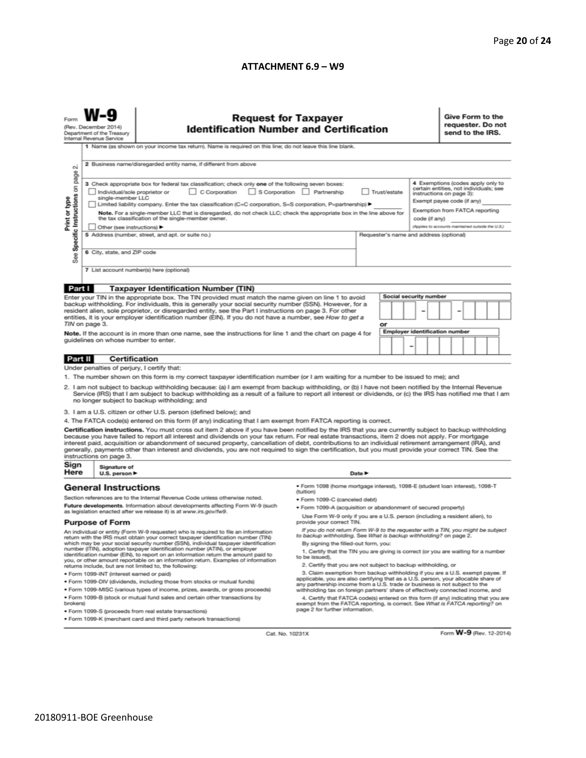## ATTACHMENT 6.9 – W9

Form **W-9**
(Rev. December 2014)
Department of the Treasury
Internal Revenue Service

# Request for Taxpayer Identification Number and Certification

**Give Form to the requester. Do not send to the IRS.**

Print or type
See Specific Instructions on page 2.

1 Name (as shown on your income tax return). Name is required on this line; do not leave this line blank.

2 Business name/disregarded entity name, if different from above

3 Check appropriate box for federal tax classification; check only **one** of the following seven boxes:

☐ Individual/sole proprietor or single-member LLC ☐ C Corporation ☐ S Corporation ☐ Partnership ☐ Trust/estate

☐ Limited liability company. Enter the tax classification (C=C corporation, S=S corporation, P=partnership) ► ________

**Note.** For a single-member LLC that is disregarded, do not check LLC; check the appropriate box in the line above for the tax classification of the single-member owner.

☐ Other (see instructions) ►

**4** Exemptions (codes apply only to certain entities, not individuals; see instructions on page 3):

Exempt payee code (if any) ________

Exemption from FATCA reporting code (if any) ________

*(Applies to accounts maintained outside the U.S.)*

5 Address (number, street, and apt. or suite no.)

Requester's name and address (optional)

6 City, state, and ZIP code

7 List account number(s) here (optional)

## Part I Taxpayer Identification Number (TIN)

Enter your TIN in the appropriate box. The TIN provided must match the name given on line 1 to avoid backup withholding. For individuals, this is generally your social security number (SSN). However, for a resident alien, sole proprietor, or disregarded entity, see the Part I instructions on page 3. For other entities, it is your employer identification number (EIN). If you do not have a number, see *How to get a TIN* on page 3.

**Note.** If the account is in more than one name, see the instructions for line 1 and the chart on page 4 for guidelines on whose number to enter.

**Social security number**

☐☐☐ – ☐☐ – ☐☐☐☐

**or**

**Employer identification number**

☐☐ – ☐☐☐☐☐☐☐

## Part II Certification

Under penalties of perjury, I certify that:

1. The number shown on this form is my correct taxpayer identification number (or I am waiting for a number to be issued to me); and
2. I am not subject to backup withholding because: (a) I am exempt from backup withholding, or (b) I have not been notified by the Internal Revenue Service (IRS) that I am subject to backup withholding as a result of a failure to report all interest or dividends, or (c) the IRS has notified me that I am no longer subject to backup withholding; and
3. I am a U.S. citizen or other U.S. person (defined below); and
4. The FATCA code(s) entered on this form (if any) indicating that I am exempt from FATCA reporting is correct.

**Certification instructions.** You must cross out item 2 above if you have been notified by the IRS that you are currently subject to backup withholding because you have failed to report all interest and dividends on your tax return. For real estate transactions, item 2 does not apply. For mortgage interest paid, acquisition or abandonment of secured property, cancellation of debt, contributions to an individual retirement arrangement (IRA), and generally, payments other than interest and dividends, you are not required to sign the certification, but you must provide your correct TIN. See the instructions on page 3.

**Sign Here** Signature of U.S. person ► Date ►

## General Instructions

Section references are to the Internal Revenue Code unless otherwise noted.

**Future developments.** Information about developments affecting Form W-9 (such as legislation enacted after we release it) is at *www.irs.gov/fw9*.

### Purpose of Form

An individual or entity (Form W-9 requester) who is required to file an information return with the IRS must obtain your correct taxpayer identification number (TIN) which may be your social security number (SSN), individual taxpayer identification number (ITIN), adoption taxpayer identification number (ATIN), or employer identification number (EIN), to report on an information return the amount paid to you, or other amount reportable on an information return. Examples of information returns include, but are not limited to, the following:

- Form 1099-INT (interest earned or paid)
- Form 1099-DIV (dividends, including those from stocks or mutual funds)
- Form 1099-MISC (various types of income, prizes, awards, or gross proceeds)
- Form 1099-B (stock or mutual fund sales and certain other transactions by brokers)
- Form 1099-S (proceeds from real estate transactions)
- Form 1099-K (merchant card and third party network transactions)
- Form 1098 (home mortgage interest), 1098-E (student loan interest), 1098-T (tuition)
- Form 1099-C (canceled debt)
- Form 1099-A (acquisition or abandonment of secured property)

Use Form W-9 only if you are a U.S. person (including a resident alien), to provide your correct TIN.

*If you do not return Form W-9 to the requester with a TIN, you might be subject to backup withholding. See What is backup withholding? on page 2.*

By signing the filled-out form, you:

1. Certify that the TIN you are giving is correct (or you are waiting for a number to be issued),
2. Certify that you are not subject to backup withholding, or
3. Claim exemption from backup withholding if you are a U.S. exempt payee. If applicable, you are also certifying that as a U.S. person, your allocable share of any partnership income from a U.S. trade or business is not subject to the withholding tax on foreign partners' share of effectively connected income, and
4. Certify that FATCA code(s) entered on this form (if any) indicating that you are exempt from the FATCA reporting, is correct. See *What is FATCA reporting?* on page 2 for further information.

Cat. No. 10231X Form **W-9** (Rev. 12-2014)

20180911-BOE Greenhouse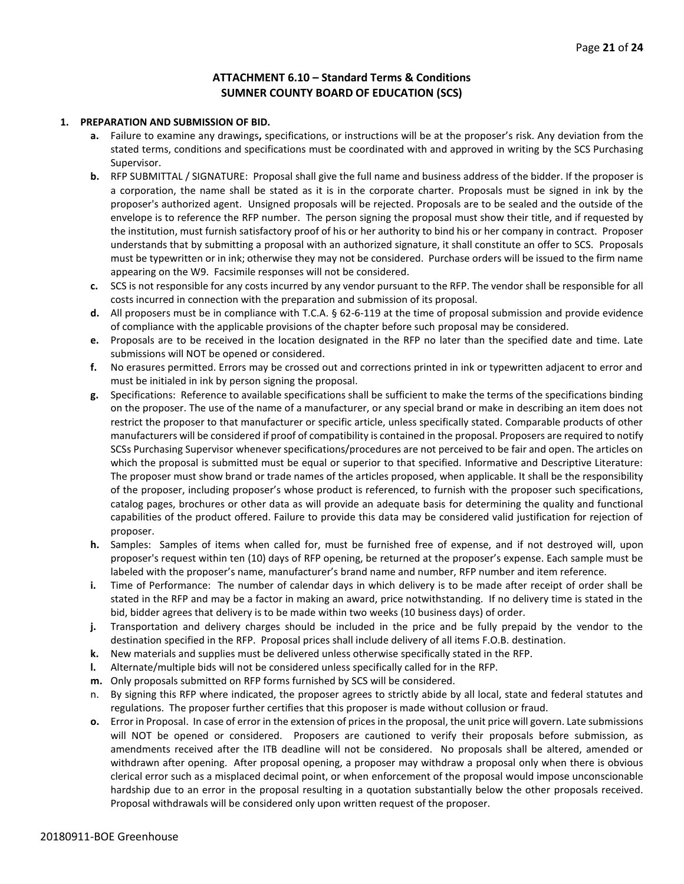## ATTACHMENT 6.10 – Standard Terms & Conditions
## SUMNER COUNTY BOARD OF EDUCATION (SCS)

1. **PREPARATION AND SUBMISSION OF BID.**
   - **a.** Failure to examine any drawings**,** specifications, or instructions will be at the proposer's risk. Any deviation from the stated terms, conditions and specifications must be coordinated with and approved in writing by the SCS Purchasing Supervisor.
   - **b.** RFP SUBMITTAL / SIGNATURE: Proposal shall give the full name and business address of the bidder. If the proposer is a corporation, the name shall be stated as it is in the corporate charter. Proposals must be signed in ink by the proposer's authorized agent. Unsigned proposals will be rejected. Proposals are to be sealed and the outside of the envelope is to reference the RFP number. The person signing the proposal must show their title, and if requested by the institution, must furnish satisfactory proof of his or her authority to bind his or her company in contract. Proposer understands that by submitting a proposal with an authorized signature, it shall constitute an offer to SCS. Proposals must be typewritten or in ink; otherwise they may not be considered. Purchase orders will be issued to the firm name appearing on the W9. Facsimile responses will not be considered.
   - **c.** SCS is not responsible for any costs incurred by any vendor pursuant to the RFP. The vendor shall be responsible for all costs incurred in connection with the preparation and submission of its proposal.
   - **d.** All proposers must be in compliance with T.C.A. § 62-6-119 at the time of proposal submission and provide evidence of compliance with the applicable provisions of the chapter before such proposal may be considered.
   - **e.** Proposals are to be received in the location designated in the RFP no later than the specified date and time. Late submissions will NOT be opened or considered.
   - **f.** No erasures permitted. Errors may be crossed out and corrections printed in ink or typewritten adjacent to error and must be initialed in ink by person signing the proposal.
   - **g.** Specifications: Reference to available specifications shall be sufficient to make the terms of the specifications binding on the proposer. The use of the name of a manufacturer, or any special brand or make in describing an item does not restrict the proposer to that manufacturer or specific article, unless specifically stated. Comparable products of other manufacturers will be considered if proof of compatibility is contained in the proposal. Proposers are required to notify SCSs Purchasing Supervisor whenever specifications/procedures are not perceived to be fair and open. The articles on which the proposal is submitted must be equal or superior to that specified. Informative and Descriptive Literature: The proposer must show brand or trade names of the articles proposed, when applicable. It shall be the responsibility of the proposer, including proposer's whose product is referenced, to furnish with the proposer such specifications, catalog pages, brochures or other data as will provide an adequate basis for determining the quality and functional capabilities of the product offered. Failure to provide this data may be considered valid justification for rejection of proposer.
   - **h.** Samples: Samples of items when called for, must be furnished free of expense, and if not destroyed will, upon proposer's request within ten (10) days of RFP opening, be returned at the proposer's expense. Each sample must be labeled with the proposer's name, manufacturer's brand name and number, RFP number and item reference.
   - **i.** Time of Performance: The number of calendar days in which delivery is to be made after receipt of order shall be stated in the RFP and may be a factor in making an award, price notwithstanding. If no delivery time is stated in the bid, bidder agrees that delivery is to be made within two weeks (10 business days) of order.
   - **j.** Transportation and delivery charges should be included in the price and be fully prepaid by the vendor to the destination specified in the RFP. Proposal prices shall include delivery of all items F.O.B. destination.
   - **k.** New materials and supplies must be delivered unless otherwise specifically stated in the RFP.
   - **l.** Alternate/multiple bids will not be considered unless specifically called for in the RFP.
   - **m.** Only proposals submitted on RFP forms furnished by SCS will be considered.
   - n. By signing this RFP where indicated, the proposer agrees to strictly abide by all local, state and federal statutes and regulations. The proposer further certifies that this proposer is made without collusion or fraud.
   - **o.** Error in Proposal. In case of error in the extension of prices in the proposal, the unit price will govern. Late submissions will NOT be opened or considered. Proposers are cautioned to verify their proposals before submission, as amendments received after the ITB deadline will not be considered. No proposals shall be altered, amended or withdrawn after opening. After proposal opening, a proposer may withdraw a proposal only when there is obvious clerical error such as a misplaced decimal point, or when enforcement of the proposal would impose unconscionable hardship due to an error in the proposal resulting in a quotation substantially below the other proposals received. Proposal withdrawals will be considered only upon written request of the proposer.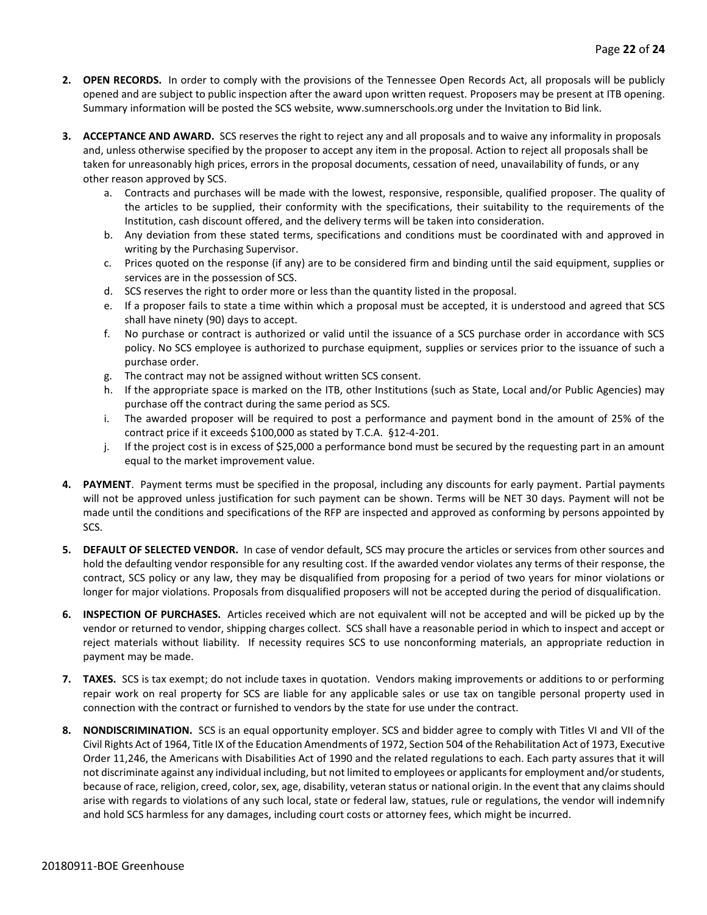2. **OPEN RECORDS.** In order to comply with the provisions of the Tennessee Open Records Act, all proposals will be publicly opened and are subject to public inspection after the award upon written request. Proposers may be present at ITB opening. Summary information will be posted the SCS website, www.sumnerschools.org under the Invitation to Bid link.

3. **ACCEPTANCE AND AWARD.** SCS reserves the right to reject any and all proposals and to waive any informality in proposals and, unless otherwise specified by the proposer to accept any item in the proposal. Action to reject all proposals shall be taken for unreasonably high prices, errors in the proposal documents, cessation of need, unavailability of funds, or any other reason approved by SCS.
   a. Contracts and purchases will be made with the lowest, responsive, responsible, qualified proposer. The quality of the articles to be supplied, their conformity with the specifications, their suitability to the requirements of the Institution, cash discount offered, and the delivery terms will be taken into consideration.
   b. Any deviation from these stated terms, specifications and conditions must be coordinated with and approved in writing by the Purchasing Supervisor.
   c. Prices quoted on the response (if any) are to be considered firm and binding until the said equipment, supplies or services are in the possession of SCS.
   d. SCS reserves the right to order more or less than the quantity listed in the proposal.
   e. If a proposer fails to state a time within which a proposal must be accepted, it is understood and agreed that SCS shall have ninety (90) days to accept.
   f. No purchase or contract is authorized or valid until the issuance of a SCS purchase order in accordance with SCS policy. No SCS employee is authorized to purchase equipment, supplies or services prior to the issuance of such a purchase order.
   g. The contract may not be assigned without written SCS consent.
   h. If the appropriate space is marked on the ITB, other Institutions (such as State, Local and/or Public Agencies) may purchase off the contract during the same period as SCS.
   i. The awarded proposer will be required to post a performance and payment bond in the amount of 25% of the contract price if it exceeds $100,000 as stated by T.C.A. §12-4-201.
   j. If the project cost is in excess of $25,000 a performance bond must be secured by the requesting part in an amount equal to the market improvement value.

4. **PAYMENT**. Payment terms must be specified in the proposal, including any discounts for early payment. Partial payments will not be approved unless justification for such payment can be shown. Terms will be NET 30 days. Payment will not be made until the conditions and specifications of the RFP are inspected and approved as conforming by persons appointed by SCS.

5. **DEFAULT OF SELECTED VENDOR.** In case of vendor default, SCS may procure the articles or services from other sources and hold the defaulting vendor responsible for any resulting cost. If the awarded vendor violates any terms of their response, the contract, SCS policy or any law, they may be disqualified from proposing for a period of two years for minor violations or longer for major violations. Proposals from disqualified proposers will not be accepted during the period of disqualification.

6. **INSPECTION OF PURCHASES.** Articles received which are not equivalent will not be accepted and will be picked up by the vendor or returned to vendor, shipping charges collect. SCS shall have a reasonable period in which to inspect and accept or reject materials without liability. If necessity requires SCS to use nonconforming materials, an appropriate reduction in payment may be made.

7. **TAXES.** SCS is tax exempt; do not include taxes in quotation. Vendors making improvements or additions to or performing repair work on real property for SCS are liable for any applicable sales or use tax on tangible personal property used in connection with the contract or furnished to vendors by the state for use under the contract.

8. **NONDISCRIMINATION.** SCS is an equal opportunity employer. SCS and bidder agree to comply with Titles VI and VII of the Civil Rights Act of 1964, Title IX of the Education Amendments of 1972, Section 504 of the Rehabilitation Act of 1973, Executive Order 11,246, the Americans with Disabilities Act of 1990 and the related regulations to each. Each party assures that it will not discriminate against any individual including, but not limited to employees or applicants for employment and/or students, because of race, religion, creed, color, sex, age, disability, veteran status or national origin. In the event that any claims should arise with regards to violations of any such local, state or federal law, statues, rule or regulations, the vendor will indemnify and hold SCS harmless for any damages, including court costs or attorney fees, which might be incurred.

20180911-BOE Greenhouse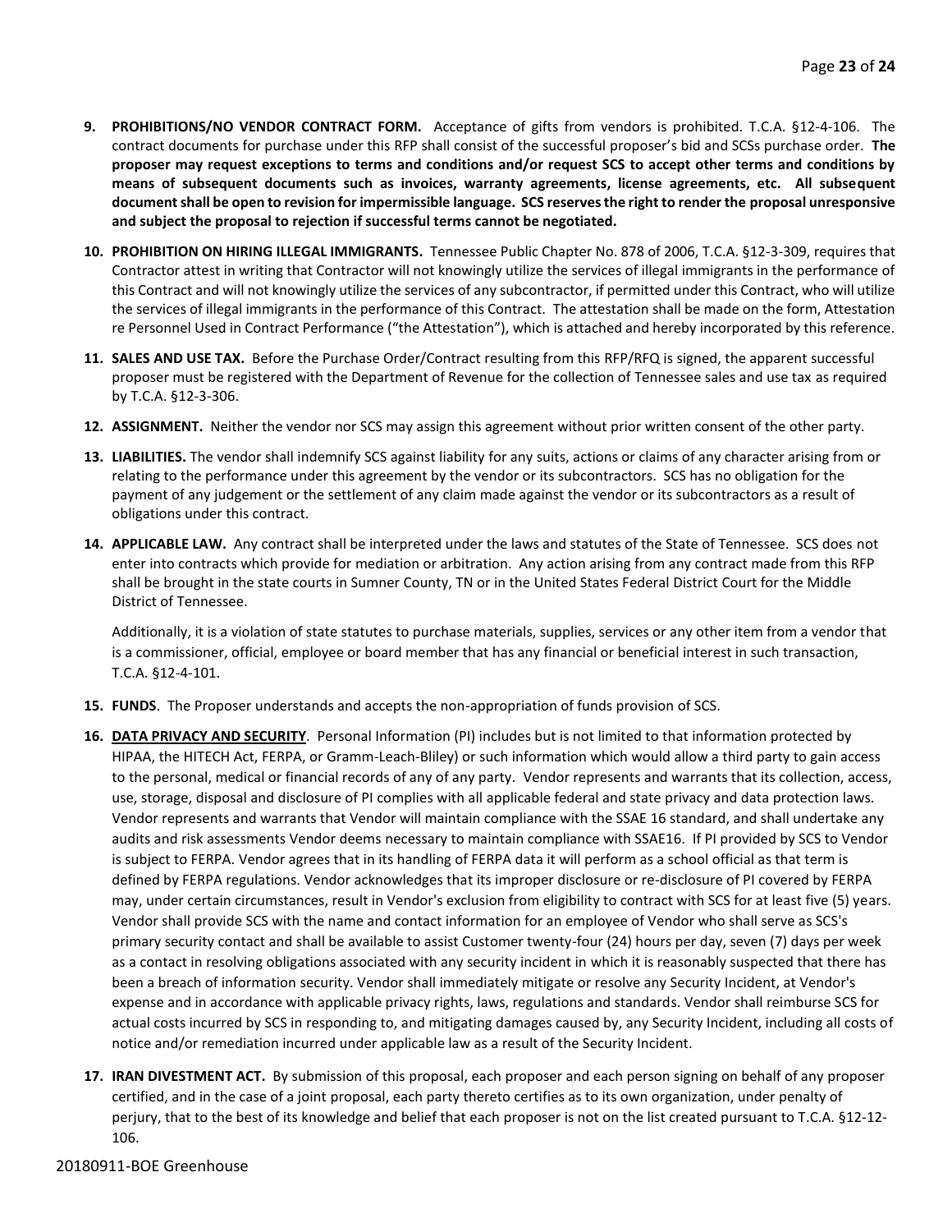9. **PROHIBITIONS/NO VENDOR CONTRACT FORM.** Acceptance of gifts from vendors is prohibited. T.C.A. §12-4-106. The contract documents for purchase under this RFP shall consist of the successful proposer's bid and SCSs purchase order. **The proposer may request exceptions to terms and conditions and/or request SCS to accept other terms and conditions by means of subsequent documents such as invoices, warranty agreements, license agreements, etc. All subsequent document shall be open to revision for impermissible language. SCS reserves the right to render the proposal unresponsive and subject the proposal to rejection if successful terms cannot be negotiated.**

10. **PROHIBITION ON HIRING ILLEGAL IMMIGRANTS.** Tennessee Public Chapter No. 878 of 2006, T.C.A. §12-3-309, requires that Contractor attest in writing that Contractor will not knowingly utilize the services of illegal immigrants in the performance of this Contract and will not knowingly utilize the services of any subcontractor, if permitted under this Contract, who will utilize the services of illegal immigrants in the performance of this Contract. The attestation shall be made on the form, Attestation re Personnel Used in Contract Performance ("the Attestation"), which is attached and hereby incorporated by this reference.

11. **SALES AND USE TAX.** Before the Purchase Order/Contract resulting from this RFP/RFQ is signed, the apparent successful proposer must be registered with the Department of Revenue for the collection of Tennessee sales and use tax as required by T.C.A. §12-3-306.

12. **ASSIGNMENT.** Neither the vendor nor SCS may assign this agreement without prior written consent of the other party.

13. **LIABILITIES.** The vendor shall indemnify SCS against liability for any suits, actions or claims of any character arising from or relating to the performance under this agreement by the vendor or its subcontractors. SCS has no obligation for the payment of any judgement or the settlement of any claim made against the vendor or its subcontractors as a result of obligations under this contract.

14. **APPLICABLE LAW.** Any contract shall be interpreted under the laws and statutes of the State of Tennessee. SCS does not enter into contracts which provide for mediation or arbitration. Any action arising from any contract made from this RFP shall be brought in the state courts in Sumner County, TN or in the United States Federal District Court for the Middle District of Tennessee.

    Additionally, it is a violation of state statutes to purchase materials, supplies, services or any other item from a vendor that is a commissioner, official, employee or board member that has any financial or beneficial interest in such transaction, T.C.A. §12-4-101.

15. **FUNDS**. The Proposer understands and accepts the non-appropriation of funds provision of SCS.

16. **DATA PRIVACY AND SECURITY**. Personal Information (PI) includes but is not limited to that information protected by HIPAA, the HITECH Act, FERPA, or Gramm-Leach-Bliley) or such information which would allow a third party to gain access to the personal, medical or financial records of any of any party. Vendor represents and warrants that its collection, access, use, storage, disposal and disclosure of PI complies with all applicable federal and state privacy and data protection laws. Vendor represents and warrants that Vendor will maintain compliance with the SSAE 16 standard, and shall undertake any audits and risk assessments Vendor deems necessary to maintain compliance with SSAE16. If PI provided by SCS to Vendor is subject to FERPA. Vendor agrees that in its handling of FERPA data it will perform as a school official as that term is defined by FERPA regulations. Vendor acknowledges that its improper disclosure or re-disclosure of PI covered by FERPA may, under certain circumstances, result in Vendor's exclusion from eligibility to contract with SCS for at least five (5) years. Vendor shall provide SCS with the name and contact information for an employee of Vendor who shall serve as SCS's primary security contact and shall be available to assist Customer twenty-four (24) hours per day, seven (7) days per week as a contact in resolving obligations associated with any security incident in which it is reasonably suspected that there has been a breach of information security. Vendor shall immediately mitigate or resolve any Security Incident, at Vendor's expense and in accordance with applicable privacy rights, laws, regulations and standards. Vendor shall reimburse SCS for actual costs incurred by SCS in responding to, and mitigating damages caused by, any Security Incident, including all costs of notice and/or remediation incurred under applicable law as a result of the Security Incident.

17. **IRAN DIVESTMENT ACT.** By submission of this proposal, each proposer and each person signing on behalf of any proposer certified, and in the case of a joint proposal, each party thereto certifies as to its own organization, under penalty of perjury, that to the best of its knowledge and belief that each proposer is not on the list created pursuant to T.C.A. §12-12-106.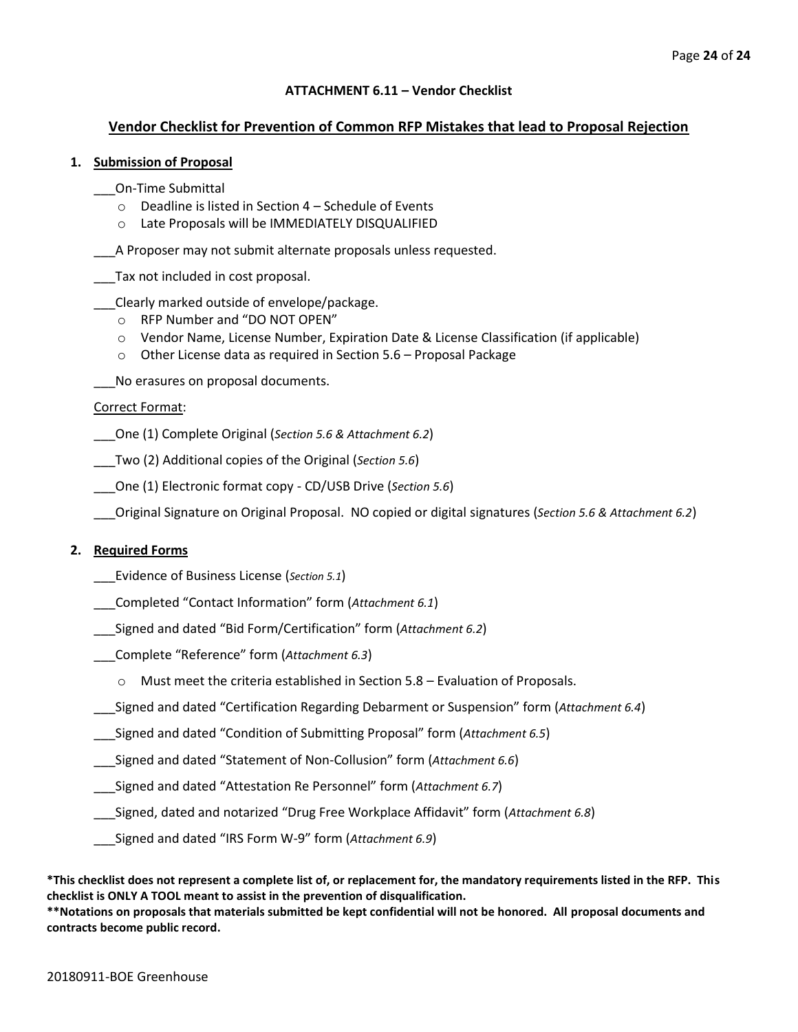## ATTACHMENT 6.11 – Vendor Checklist

### <u>Vendor Checklist for Prevention of Common RFP Mistakes that lead to Proposal Rejection</u>

1. **<u>Submission of Proposal</u>**

___On-Time Submittal
- Deadline is listed in Section 4 – Schedule of Events
- Late Proposals will be IMMEDIATELY DISQUALIFIED

___A Proposer may not submit alternate proposals unless requested.

___Tax not included in cost proposal.

___Clearly marked outside of envelope/package.
- RFP Number and "DO NOT OPEN"
- Vendor Name, License Number, Expiration Date & License Classification (if applicable)
- Other License data as required in Section 5.6 – Proposal Package

___No erasures on proposal documents.

<u>Correct Format</u>:

___One (1) Complete Original (*Section 5.6 & Attachment 6.2*)

___Two (2) Additional copies of the Original (*Section 5.6*)

___One (1) Electronic format copy - CD/USB Drive (*Section 5.6*)

___Original Signature on Original Proposal. NO copied or digital signatures (*Section 5.6 & Attachment 6.2*)

2. **<u>Required Forms</u>**

___Evidence of Business License (*Section 5.1*)

___Completed "Contact Information" form (*Attachment 6.1*)

___Signed and dated "Bid Form/Certification" form (*Attachment 6.2*)

___Complete "Reference" form (*Attachment 6.3*)
- Must meet the criteria established in Section 5.8 – Evaluation of Proposals.

___Signed and dated "Certification Regarding Debarment or Suspension" form (*Attachment 6.4*)

___Signed and dated "Condition of Submitting Proposal" form (*Attachment 6.5*)

___Signed and dated "Statement of Non-Collusion" form (*Attachment 6.6*)

___Signed and dated "Attestation Re Personnel" form (*Attachment 6.7*)

___Signed, dated and notarized "Drug Free Workplace Affidavit" form (*Attachment 6.8*)

___Signed and dated "IRS Form W-9" form (*Attachment 6.9*)

**\*This checklist does not represent a complete list of, or replacement for, the mandatory requirements listed in the RFP. This checklist is ONLY A TOOL meant to assist in the prevention of disqualification.**
**\*\*Notations on proposals that materials submitted be kept confidential will not be honored. All proposal documents and contracts become public record.**

20180911-BOE Greenhouse